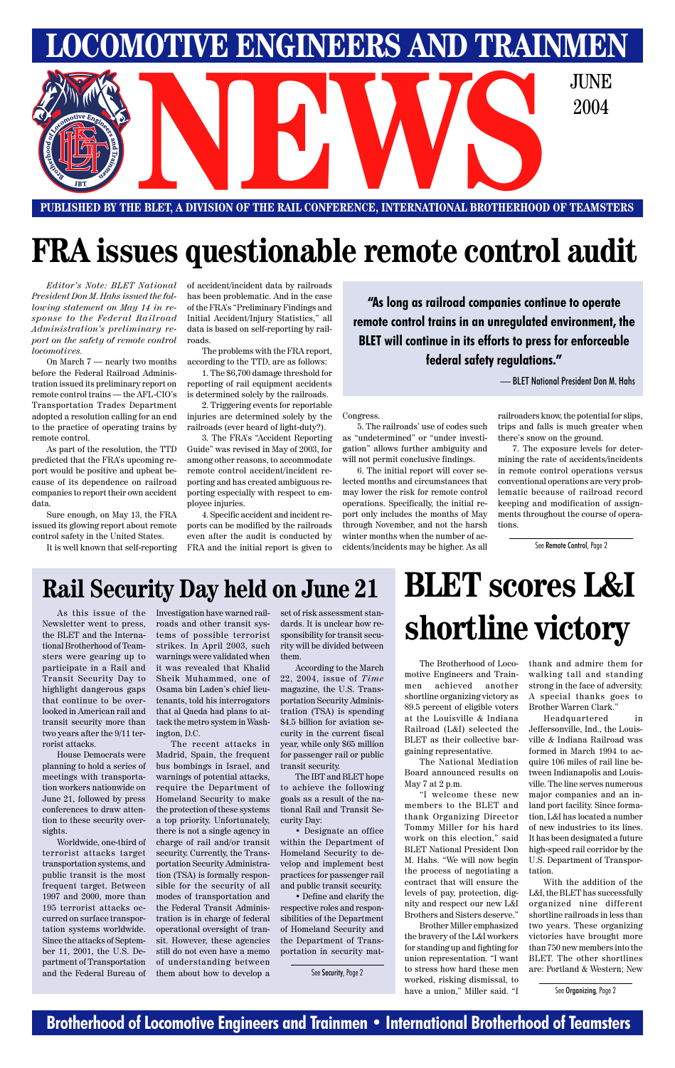# LOCOMOTIVE ENGINEERS AND TRAINMEN NEWS

JUNE 2004

PUBLISHED BY THE BLET, A DIVISION OF THE RAIL CONFERENCE, INTERNATIONAL BROTHERHOOD OF TEAMSTERS

# FRA issues questionable remote control audit

*Editor's Note: BLET National President Don M. Hahs issued the following statement on May 14 in response to the Federal Railroad Administration's preliminary report on the safety of remote control locomotives.*

On March 7 — nearly two months before the Federal Railroad Administration issued its preliminary report on remote control trains — the AFL-CIO's Transportation Trades Department adopted a resolution calling for an end to the practice of operating trains by remote control.

As part of the resolution, the TTD predicted that the FRA's upcoming report would be positive and upbeat because of its dependence on railroad companies to report their own accident data.

Sure enough, on May 13, the FRA issued its glowing report about remote control safety in the United States.

It is well known that self-reporting of accident/incident data by railroads has been problematic. And in the case of the FRA's "Preliminary Findings and Initial Accident/Injury Statistics," all data is based on self-reporting by railroads.

The problems with the FRA report, according to the TTD, are as follows:

1. The $6,700 damage threshold for reporting of rail equipment accidents is determined solely by the railroads.

2. Triggering events for reportable injuries are determined solely by the railroads (ever heard of light-duty?).

3. The FRA's "Accident Reporting Guide" was revised in May of 2003, for among other reasons, to accommodate remote control accident/incident reporting and has created ambiguous reporting especially with respect to employee injuries.

4. Specific accident and incident reports can be modified by the railroads even after the audit is conducted by FRA and the initial report is given to Congress.

5. The railroads' use of codes such as "undetermined" or "under investigation" allows further ambiguity and will not permit conclusive findings.

6. The initial report will cover selected months and circumstances that may lower the risk for remote control operations. Specifically, the initial report only includes the months of May through November, and not the harsh winter months when the number of accidents/incidents may be higher. As all railroaders know, the potential for slips, trips and falls is much greater when there's snow on the ground.

7. The exposure levels for determining the rate of accidents/incidents in remote control operations versus conventional operations are very problematic because of railroad record keeping and modification of assignments throughout the course of operations.

**"As long as railroad companies continue to operate remote control trains in an unregulated environment, the BLET will continue in its efforts to press for enforceable federal safety regulations."**

— BLET National President Don M. Hahs

See Remote Control, Page 2

## Rail Security Day held on June 21

As this issue of the Newsletter went to press, the BLET and the International Brotherhood of Teamsters were gearing up to participate in a Rail and Transit Security Day to highlight dangerous gaps that continue to be overlooked in American rail and transit security more than two years after the 9/11 terrorist attacks.

House Democrats were planning to hold a series of meetings with transportation workers nationwide on June 21, followed by press conferences to draw attention to these security oversights.

Worldwide, one-third of terrorist attacks target transportation systems, and public transit is the most frequent target. Between 1997 and 2000, more than 195 terrorist attacks occurred on surface transportation systems worldwide. Since the attacks of September 11, 2001, the U.S. Department of Transportation and the Federal Bureau of Investigation have warned railroads and other transit systems of possible terrorist strikes. In April 2003, such warnings were validated when it was revealed that Khalid Sheik Muhammed, one of Osama bin Laden's chief lieutenants, told his interrogators that al Qaeda had plans to attack the metro system in Washington, D.C.

The recent attacks in Madrid, Spain, the frequent bus bombings in Israel, and warnings of potential attacks, require the Department of Homeland Security to make the protection of these systems a top priority. Unfortunately, there is not a single agency in charge of rail and/or transit security. Currently, the Transportation Security Administration (TSA) is formally responsible for the security of all modes of transportation and the Federal Transit Administration is in charge of federal operational oversight of transit. However, these agencies still do not even have a memo of understanding between them about how to develop a set of risk assessment standards. It is unclear how responsibility for transit security will be divided between them.

According to the March 22, 2004, issue of *Time* magazine, the U.S. Transportation Security Administration (TSA) is spending $4.5 billion for aviation security in the current fiscal year, while only $65 million for passenger rail or public transit security.

The IBT and BLET hope to achieve the following goals as a result of the national Rail and Transit Security Day:

• Designate an office within the Department of Homeland Security to develop and implement best practices for passenger rail and public transit security.

• Define and clarify the respective roles and responsibilities of the Department of Homeland Security and the Department of Transportation in security mat-

See Security, Page 2

## BLET scores L&I shortline victory

The Brotherhood of Locomotive Engineers and Trainmen achieved another shortline organizing victory as 89.5 percent of eligible voters at the Louisville & Indiana Railroad (L&I) selected the BLET as their collective bargaining representative.

The National Mediation Board announced results on May 7 at 2 p.m.

"I welcome these new members to the BLET and thank Organizing Director Tommy Miller for his hard work on this election," said BLET National President Don M. Hahs. "We will now begin the process of negotiating a contract that will ensure the levels of pay, protection, dignity and respect our new L&I Brothers and Sisters deserve."

Brother Miller emphasized the bravery of the L&I workers for standing up and fighting for union representation. "I want to stress how hard these men worked, risking dismissal, to have a union," Miller said. "I thank and admire them for walking tall and standing strong in the face of adversity. A special thanks goes to Brother Warren Clark."

Headquartered in Jeffersonville, Ind., the Louisville & Indiana Railroad was formed in March 1994 to acquire 106 miles of rail line between Indianapolis and Louisville. The line serves numerous major companies and an inland port facility. Since formation, L&I has located a number of new industries to its lines. It has been designated a future high-speed rail corridor by the U.S. Department of Transportation.

With the addition of the L&I, the BLET has successfully organized nine different shortline railroads in less than two years. These organizing victories have brought more than 750 new members into the BLET. The other shortlines are: Portland & Western; New

See Organizing, Page 2

Brotherhood of Locomotive Engineers and Trainmen • International Brotherhood of Teamsters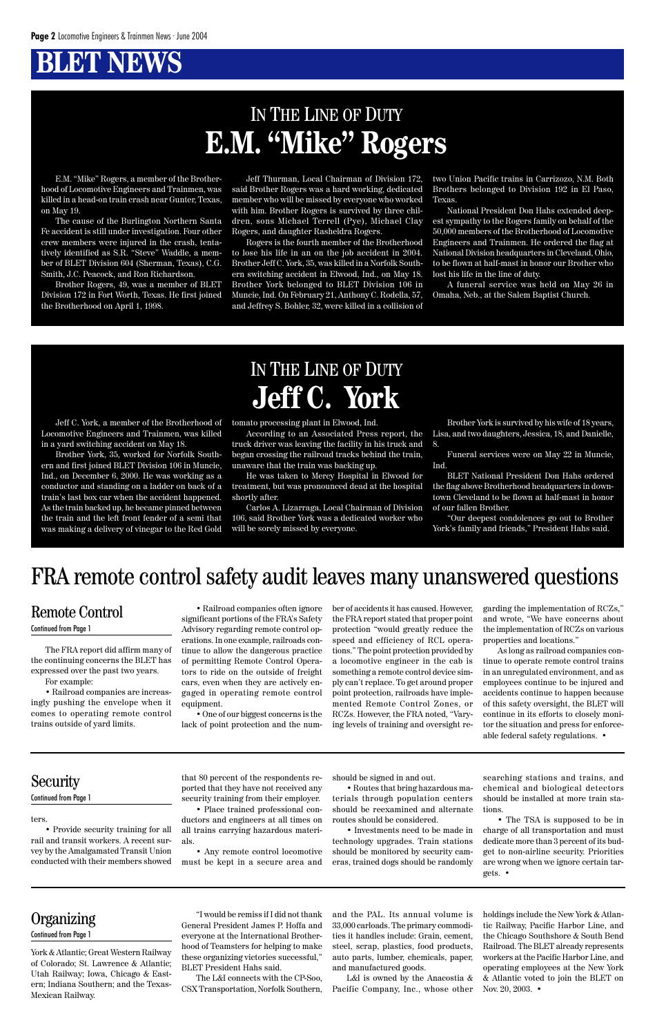# BLET NEWS

## IN THE LINE OF DUTY
# E.M. "Mike" Rogers

E.M. "Mike" Rogers, a member of the Brotherhood of Locomotive Engineers and Trainmen, was killed in a head-on train crash near Gunter, Texas, on May 19.

The cause of the Burlington Northern Santa Fe accident is still under investigation. Four other crew members were injured in the crash, tentatively identified as S.R. "Steve" Waddle, a member of BLET Division 604 (Sherman, Texas), C.G. Smith, J.C. Peacock, and Ron Richardson.

Brother Rogers, 49, was a member of BLET Division 172 in Fort Worth, Texas. He first joined the Brotherhood on April 1, 1998.

Jeff Thurman, Local Chairman of Division 172, said Brother Rogers was a hard working, dedicated member who will be missed by everyone who worked with him. Brother Rogers is survived by three children, sons Michael Terrell (Pye), Michael Clay Rogers, and daughter Rasheldra Rogers.

Rogers is the fourth member of the Brotherhood to lose his life in an on the job accident in 2004. Brother Jeff C. York, 35, was killed in a Norfolk Southern switching accident in Elwood, Ind., on May 18. Brother York belonged to BLET Division 106 in Muncie, Ind. On February 21, Anthony C. Rodella, 57, and Jeffrey S. Bohler, 32, were killed in a collision of two Union Pacific trains in Carrizozo, N.M. Both Brothers belonged to Division 192 in El Paso, Texas.

National President Don Hahs extended deepest sympathy to the Rogers family on behalf of the 50,000 members of the Brotherhood of Locomotive Engineers and Trainmen. He ordered the flag at National Division headquarters in Cleveland, Ohio, to be flown at half-mast in honor our Brother who lost his life in the line of duty.

A funeral service was held on May 26 in Omaha, Neb., at the Salem Baptist Church.

## IN THE LINE OF DUTY
# Jeff C. York

Jeff C. York, a member of the Brotherhood of Locomotive Engineers and Trainmen, was killed in a yard switching accident on May 18.

Brother York, 35, worked for Norfolk Southern and first joined BLET Division 106 in Muncie, Ind., on December 6, 2000. He was working as a conductor and standing on a ladder on back of a train's last box car when the accident happened. As the train backed up, he became pinned between the train and the left front fender of a semi that was making a delivery of vinegar to the Red Gold tomato processing plant in Elwood, Ind.

According to an Associated Press report, the truck driver was leaving the facility in his truck and began crossing the railroad tracks behind the train, unaware that the train was backing up.

He was taken to Mercy Hospital in Elwood for treatment, but was pronounced dead at the hospital shortly after.

Carlos A. Lizarraga, Local Chairman of Division 106, said Brother York was a dedicated worker who will be sorely missed by everyone.

Brother York is survived by his wife of 18 years, Lisa, and two daughters, Jessica, 18, and Danielle, 8.

Funeral services were on May 22 in Muncie, Ind.

BLET National President Don Hahs ordered the flag above Brotherhood headquarters in downtown Cleveland to be flown at half-mast in honor of our fallen Brother.

"Our deepest condolences go out to Brother York's family and friends," President Hahs said.

# FRA remote control safety audit leaves many unanswered questions

## Remote Control
Continued from Page 1

The FRA report did affirm many of the continuing concerns the BLET has expressed over the past two years.

For example:

• Railroad companies are increasingly pushing the envelope when it comes to operating remote control trains outside of yard limits.

• Railroad companies often ignore significant portions of the FRA's Safety Advisory regarding remote control operations. In one example, railroads continue to allow the dangerous practice of permitting Remote Control Operators to ride on the outside of freight cars, even when they are actively engaged in operating remote control equipment.

• One of our biggest concerns is the lack of point protection and the number of accidents it has caused. However, the FRA report stated that proper point protection "would greatly reduce the speed and efficiency of RCL operations." The point protection provided by a locomotive engineer in the cab is something a remote control device simply can't replace. To get around proper point protection, railroads have implemented Remote Control Zones, or RCZs. However, the FRA noted, "Varying levels of training and oversight regarding the implementation of RCZs," and wrote, "We have concerns about the implementation of RCZs on various properties and locations."

As long as railroad companies continue to operate remote control trains in an unregulated environment, and as employees continue to be injured and accidents continue to happen because of this safety oversight, the BLET will continue in its efforts to closely monitor the situation and press for enforceable federal safety regulations. •

## Security
Continued from Page 1

ters.

• Provide security training for all rail and transit workers. A recent survey by the Amalgamated Transit Union conducted with their members showed that 80 percent of the respondents reported that they have not received any security training from their employer.

• Place trained professional conductors and engineers at all times on all trains carrying hazardous materials.

• Any remote control locomotive must be kept in a secure area and should be signed in and out.

• Routes that bring hazardous materials through population centers should be reexamined and alternate routes should be considered.

• Investments need to be made in technology upgrades. Train stations should be monitored by security cameras, trained dogs should be randomly searching stations and trains, and chemical and biological detectors should be installed at more train stations.

• The TSA is supposed to be in charge of all transportation and must dedicate more than 3 percent of its budget to non-airline security. Priorities are wrong when we ignore certain targets. •

## Organizing
Continued from Page 1

York & Atlantic; Great Western Railway of Colorado; St. Lawrence & Atlantic; Utah Railway; Iowa, Chicago & Eastern; Indiana Southern; and the Texas-Mexican Railway.

"I would be remiss if I did not thank General President James P. Hoffa and everyone at the International Brotherhood of Teamsters for helping to make these organizing victories successful," BLET President Hahs said.

The L&I connects with the CP-Soo, CSX Transportation, Norfolk Southern, and the PAL. Its annual volume is 33,000 carloads. The primary commodities it handles include: Grain, cement, steel, scrap, plastics, food products, auto parts, lumber, chemicals, paper, and manufactured goods.

L&I is owned by the Anacostia & Pacific Company, Inc., whose other holdings include the New York & Atlantic Railway, Pacific Harbor Line, and the Chicago Southshore & South Bend Railroad. The BLET already represents workers at the Pacific Harbor Line, and operating employees at the New York & Atlantic voted to join the BLET on Nov. 20, 2003. •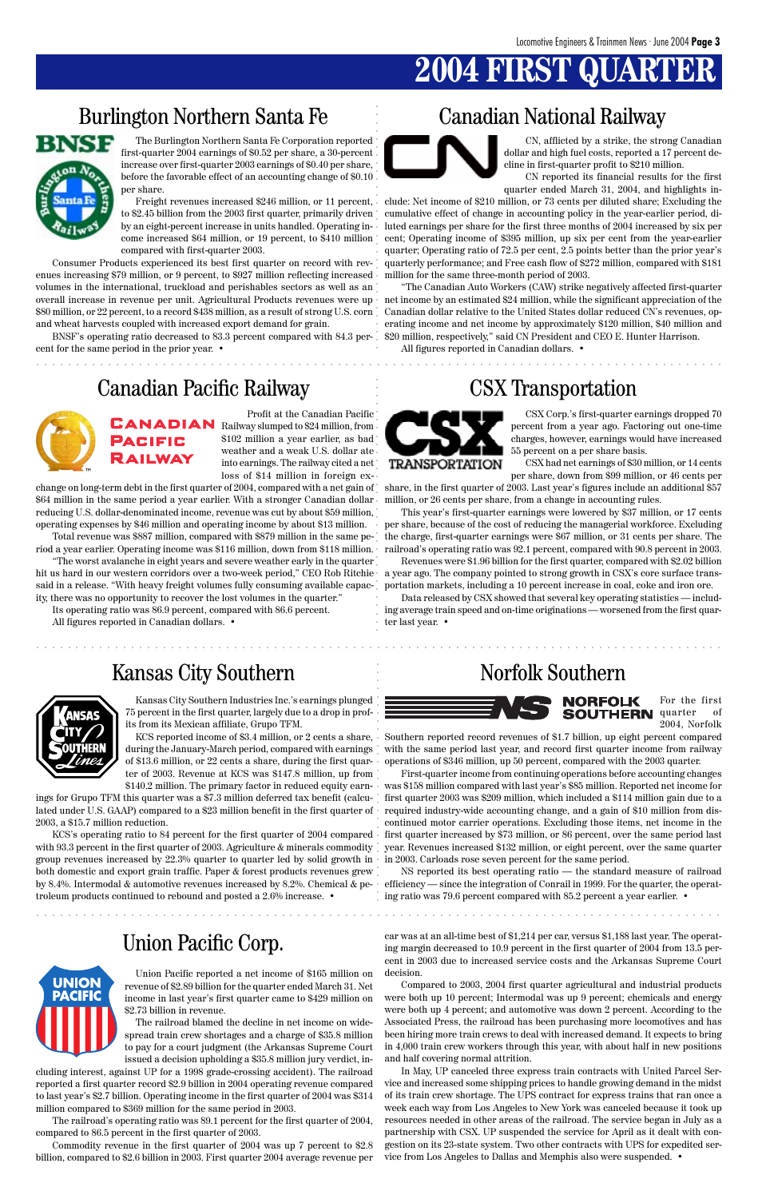# 2004 FIRST QUARTER

## Burlington Northern Santa Fe

The Burlington Northern Santa Fe Corporation reported first-quarter 2004 earnings of $0.52 per share, a 30-percent increase over first-quarter 2003 earnings of $0.40 per share, before the favorable effect of an accounting change of $0.10 per share.

Freight revenues increased $246 million, or 11 percent, to $2.45 billion from the 2003 first quarter, primarily driven by an eight-percent increase in units handled. Operating income increased $64 million, or 19 percent, to $410 million compared with first-quarter 2003.

Consumer Products experienced its best first quarter on record with revenues increasing $79 million, or 9 percent, to $927 million reflecting increased volumes in the international, truckload and perishables sectors as well as an overall increase in revenue per unit. Agricultural Products revenues were up $80 million, or 22 percent, to a record $438 million, as a result of strong U.S. corn and wheat harvests coupled with increased export demand for grain.

BNSF's operating ratio decreased to 83.3 percent compared with 84.3 percent for the same period in the prior year. •

## Canadian National Railway

CN, afflicted by a strike, the strong Canadian dollar and high fuel costs, reported a 17 percent decline in first-quarter profit to $210 million.

CN reported its financial results for the first quarter ended March 31, 2004, and highlights include: Net income of $210 million, or 73 cents per diluted share; Excluding the cumulative effect of change in accounting policy in the year-earlier period, diluted earnings per share for the first three months of 2004 increased by six per cent; Operating income of $395 million, up six per cent from the year-earlier quarter; Operating ratio of 72.5 per cent, 2.5 points better than the prior year's quarterly performance; and Free cash flow of $272 million, compared with $181 million for the same three-month period of 2003.

"The Canadian Auto Workers (CAW) strike negatively affected first-quarter net income by an estimated $24 million, while the significant appreciation of the Canadian dollar relative to the United States dollar reduced CN's revenues, operating income and net income by approximately $120 million, $40 million and $20 million, respectively," said CN President and CEO E. Hunter Harrison.

All figures reported in Canadian dollars. •

## Canadian Pacific Railway

Profit at the Canadian Pacific Railway slumped to $24 million, from $102 million a year earlier, as bad weather and a weak U.S. dollar ate into earnings. The railway cited a net loss of $14 million in foreign exchange on long-term debt in the first quarter of 2004, compared with a net gain of $64 million in the same period a year earlier. With a stronger Canadian dollar reducing U.S. dollar-denominated income, revenue was cut by about $59 million, operating expenses by $46 million and operating income by about $13 million.

Total revenue was $887 million, compared with $879 million in the same period a year earlier. Operating income was $116 million, down from $118 million.

"The worst avalanche in eight years and severe weather early in the quarter hit us hard in our western corridors over a two-week period," CEO Rob Ritchie said in a release. "With heavy freight volumes fully consuming available capacity, there was no opportunity to recover the lost volumes in the quarter."

Its operating ratio was 86.9 percent, compared with 86.6 percent.

All figures reported in Canadian dollars. •

## CSX Transportation

CSX Corp.'s first-quarter earnings dropped 70 percent from a year ago. Factoring out one-time charges, however, earnings would have increased 55 percent on a per share basis.

CSX had net earnings of $30 million, or 14 cents per share, down from $99 million, or 46 cents per share, in the first quarter of 2003. Last year's figures include an additional $57 million, or 26 cents per share, from a change in accounting rules.

This year's first-quarter earnings were lowered by $37 million, or 17 cents per share, because of the cost of reducing the managerial workforce. Excluding the charge, first-quarter earnings were $67 million, or 31 cents per share. The railroad's operating ratio was 92.1 percent, compared with 90.8 percent in 2003.

Revenues were $1.96 billion for the first quarter, compared with $2.02 billion a year ago. The company pointed to strong growth in CSX's core surface transportation markets, including a 10 percent increase in coal, coke and iron ore.

Data released by CSX showed that several key operating statistics — including average train speed and on-time originations — worsened from the first quarter last year. •

## Kansas City Southern

Kansas City Southern Industries Inc.'s earnings plunged 75 percent in the first quarter, largely due to a drop in profits from its Mexican affiliate, Grupo TFM.

KCS reported income of $3.4 million, or 2 cents a share, during the January-March period, compared with earnings of $13.6 million, or 22 cents a share, during the first quarter of 2003. Revenue at KCS was $147.8 million, up from $140.2 million. The primary factor in reduced equity earnings for Grupo TFM this quarter was a $7.3 million deferred tax benefit (calculated under U.S. GAAP) compared to a $23 million benefit in the first quarter of 2003, a $15.7 million reduction.

KCS's operating ratio to 84 percent for the first quarter of 2004 compared with 93.3 percent in the first quarter of 2003. Agriculture & minerals commodity group revenues increased by 22.3% quarter to quarter led by solid growth in both domestic and export grain traffic. Paper & forest products revenues grew by 8.4%. Intermodal & automotive revenues increased by 8.2%. Chemical & petroleum products continued to rebound and posted a 2.6% increase. •

## Norfolk Southern

For the first quarter of 2004, Norfolk Southern reported record revenues of $1.7 billion, up eight percent compared with the same period last year, and record first quarter income from railway operations of $346 million, up 50 percent, compared with the 2003 quarter.

First-quarter income from continuing operations before accounting changes was $158 million compared with last year's $85 million. Reported net income for first quarter 2003 was $209 million, which included a $114 million gain due to a required industry-wide accounting change, and a gain of $10 million from discontinued motor carrier operations. Excluding those items, net income in the first quarter increased by $73 million, or 86 percent, over the same period last year. Revenues increased $132 million, or eight percent, over the same quarter in 2003. Carloads rose seven percent for the same period.

NS reported its best operating ratio — the standard measure of railroad efficiency — since the integration of Conrail in 1999. For the quarter, the operating ratio was 79.6 percent compared with 85.2 percent a year earlier. •

## Union Pacific Corp.

Union Pacific reported a net income of $165 million on revenue of $2.89 billion for the quarter ended March 31. Net income in last year's first quarter came to $429 million on $2.73 billion in revenue.

The railroad blamed the decline in net income on widespread train crew shortages and a charge of $35.8 million to pay for a court judgment (the Arkansas Supreme Court issued a decision upholding a $35.8 million jury verdict, including interest, against UP for a 1998 grade-crossing accident). The railroad reported a first quarter record $2.9 billion in 2004 operating revenue compared to last year's $2.7 billion. Operating income in the first quarter of 2004 was $314 million compared to $369 million for the same period in 2003.

The railroad's operating ratio was 89.1 percent for the first quarter of 2004, compared to 86.5 percent in the first quarter of 2003.

Commodity revenue in the first quarter of 2004 was up 7 percent to $2.8 billion, compared to $2.6 billion in 2003. First quarter 2004 average revenue per car was at an all-time best of $1,214 per car, versus $1,188 last year. The operating margin decreased to 10.9 percent in the first quarter of 2004 from 13.5 percent in 2003 due to increased service costs and the Arkansas Supreme Court decision.

Compared to 2003, 2004 first quarter agricultural and industrial products were both up 10 percent; Intermodal was up 9 percent; chemicals and energy were both up 4 percent; and automotive was down 2 percent. According to the Associated Press, the railroad has been purchasing more locomotives and has been hiring more train crews to deal with increased demand. It expects to bring in 4,000 train crew workers through this year, with about half in new positions and half covering normal attrition.

In May, UP canceled three express train contracts with United Parcel Service and increased some shipping prices to handle growing demand in the midst of its train crew shortage. The UPS contract for express trains that ran once a week each way from Los Angeles to New York was canceled because it took up resources needed in other areas of the railroad. The service began in July as a partnership with CSX. UP suspended the service for April as it dealt with congestion on its 23-state system. Two other contracts with UPS for expedited service from Los Angeles to Dallas and Memphis also were suspended. •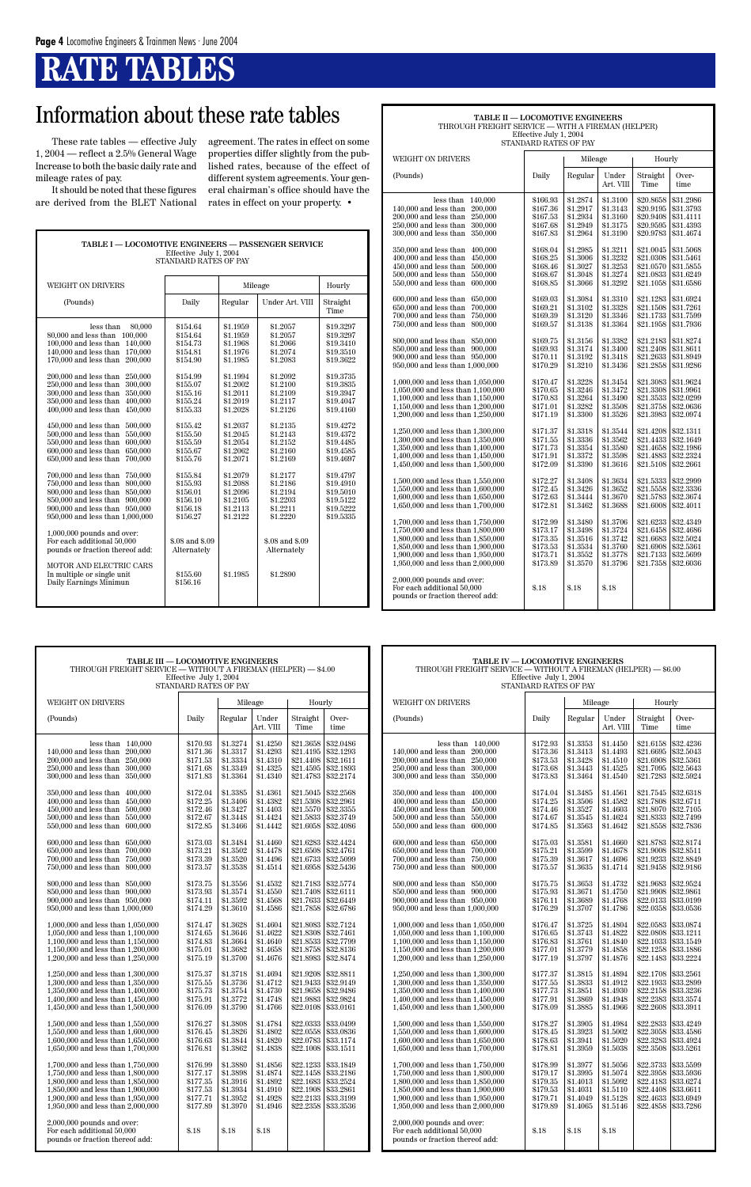# RATE TABLES

## Information about these rate tables

These rate tables — effective July 1, 2004 — reflect a 2.5% General Wage Increase to both the basic daily rate and mileage rates of pay.

It should be noted that these figures are derived from the BLET National agreement. The rates in effect on some properties differ slightly from the published rates, because of the effect of different system agreements. Your general chairman's office should have the rates in effect on your property. •

**TABLE I — LOCOMOTIVE ENGINEERS — PASSENGER SERVICE**
Effective July 1, 2004
STANDARD RATES OF PAY

| WEIGHT ON DRIVERS | | Mileage | | Hourly |
|---|---|---|---|---|
| (Pounds) | Daily | Regular | Under Art. VIII | Straight Time |
| less than 80,000 | $154.64 | $1.1959 | $1.2057 | $19.3297 |
| 80,000 and less than 100,000 | $154.64 | $1.1959 | $1.2057 | $19.3297 |
| 100,000 and less than 140,000 | $154.73 | $1.1968 | $1.2066 | $19.3410 |
| 140,000 and less than 170,000 | $154.81 | $1.1976 | $1.2074 | $19.3510 |
| 170,000 and less than 200,000 | $154.90 | $1.1985 | $1.2083 | $19.3622 |
| 200,000 and less than 250,000 | $154.99 | $1.1994 | $1.2092 | $19.3735 |
| 250,000 and less than 300,000 | $155.07 | $1.2002 | $1.2100 | $19.3835 |
| 300,000 and less than 350,000 | $155.16 | $1.2011 | $1.2109 | $19.3947 |
| 350,000 and less than 400,000 | $155.24 | $1.2019 | $1.2117 | $19.4047 |
| 400,000 and less than 450,000 | $155.33 | $1.2028 | $1.2126 | $19.4160 |
| 450,000 and less than 500,000 | $155.42 | $1.2037 | $1.2135 | $19.4272 |
| 500,000 and less than 550,000 | $155.50 | $1.2045 | $1.2143 | $19.4372 |
| 550,000 and less than 600,000 | $155.59 | $1.2054 | $1.2152 | $19.4485 |
| 600,000 and less than 650,000 | $155.67 | $1.2062 | $1.2160 | $19.4585 |
| 650,000 and less than 700,000 | $155.76 | $1.2071 | $1.2169 | $19.4697 |
| 700,000 and less than 750,000 | $155.84 | $1.2079 | $1.2177 | $19.4797 |
| 750,000 and less than 800,000 | $155.93 | $1.2088 | $1.2186 | $19.4910 |
| 800,000 and less than 850,000 | $156.01 | $1.2096 | $1.2194 | $19.5010 |
| 850,000 and less than 900,000 | $156.10 | $1.2105 | $1.2203 | $19.5122 |
| 900,000 and less than 950,000 | $156.18 | $1.2113 | $1.2211 | $19.5222 |
| 950,000 and less than 1,000,000 | $156.27 | $1.2122 | $1.2220 | $19.5335 |
| 1,000,000 pounds and over: For each additional 50,000 pounds or fraction thereof add: | $.08 and $.09 Alternately | | $.08 and $.09 Alternately | |
| MOTOR AND ELECTRIC CARS In multiple or single unit | $155.60 | $1.1985 | $1.2890 | |
| Daily Earnings Minimum | $156.16 | | | |

**TABLE II — LOCOMOTIVE ENGINEERS**
THROUGH FREIGHT SERVICE — WITH A FIREMAN (HELPER)
Effective July 1, 2004
STANDARD RATES OF PAY

| WEIGHT ON DRIVERS | | Mileage | | Hourly | |
|---|---|---|---|---|---|
| (Pounds) | Daily | Regular | Under Art. VIII | Straight Time | Over-time |
| less than 140,000 | $166.93 | $1.2874 | $1.3100 | $20.8658 | $31.2986 |
| 140,000 and less than 200,000 | $167.36 | $1.2917 | $1.3143 | $20.9195 | $31.3793 |
| 200,000 and less than 250,000 | $167.53 | $1.2934 | $1.3160 | $20.9408 | $31.4111 |
| 250,000 and less than 300,000 | $167.68 | $1.2949 | $1.3175 | $20.9595 | $31.4393 |
| 300,000 and less than 350,000 | $167.83 | $1.2964 | $1.3190 | $20.9783 | $31.4674 |
| 350,000 and less than 400,000 | $168.04 | $1.2985 | $1.3211 | $21.0045 | $31.5068 |
| 400,000 and less than 450,000 | $168.25 | $1.3006 | $1.3232 | $21.0308 | $31.5461 |
| 450,000 and less than 500,000 | $168.46 | $1.3027 | $1.3253 | $21.0570 | $31.5855 |
| 500,000 and less than 550,000 | $168.67 | $1.3048 | $1.3274 | $21.0833 | $31.6249 |
| 550,000 and less than 600,000 | $168.85 | $1.3066 | $1.3292 | $21.1058 | $31.6586 |
| 600,000 and less than 650,000 | $169.03 | $1.3084 | $1.3310 | $21.1283 | $31.6924 |
| 650,000 and less than 700,000 | $169.21 | $1.3102 | $1.3328 | $21.1508 | $31.7261 |
| 700,000 and less than 750,000 | $169.39 | $1.3120 | $1.3346 | $21.1733 | $31.7599 |
| 750,000 and less than 800,000 | $169.57 | $1.3138 | $1.3364 | $21.1958 | $31.7936 |
| 800,000 and less than 850,000 | $169.75 | $1.3156 | $1.3382 | $21.2183 | $31.8274 |
| 850,000 and less than 900,000 | $169.93 | $1.3174 | $1.3400 | $21.2408 | $31.8611 |
| 900,000 and less than 950,000 | $170.11 | $1.3192 | $1.3418 | $21.2633 | $31.8949 |
| 950,000 and less than 1,000,000 | $170.29 | $1.3210 | $1.3436 | $21.2858 | $31.9286 |
| 1,000,000 and less than 1,050,000 | $170.47 | $1.3228 | $1.3454 | $21.3083 | $31.9624 |
| 1,050,000 and less than 1,100,000 | $170.65 | $1.3246 | $1.3472 | $21.3308 | $31.9961 |
| 1,100,000 and less than 1,150,000 | $170.83 | $1.3264 | $1.3490 | $21.3533 | $32.0299 |
| 1,150,000 and less than 1,200,000 | $171.01 | $1.3282 | $1.3508 | $21.3758 | $32.0636 |
| 1,200,000 and less than 1,250,000 | $171.19 | $1.3300 | $1.3526 | $21.3983 | $32.0974 |
| 1,250,000 and less than 1,300,000 | $171.37 | $1.3318 | $1.3544 | $21.4208 | $32.1311 |
| 1,300,000 and less than 1,350,000 | $171.55 | $1.3336 | $1.3562 | $21.4433 | $32.1649 |
| 1,350,000 and less than 1,400,000 | $171.73 | $1.3354 | $1.3580 | $21.4658 | $32.1986 |
| 1,400,000 and less than 1,450,000 | $171.91 | $1.3372 | $1.3598 | $21.4883 | $32.2324 |
| 1,450,000 and less than 1,500,000 | $172.09 | $1.3390 | $1.3616 | $21.5108 | $32.2661 |
| 1,500,000 and less than 1,550,000 | $172.27 | $1.3408 | $1.3634 | $21.5333 | $32.2999 |
| 1,550,000 and less than 1,600,000 | $172.45 | $1.3426 | $1.3652 | $21.5558 | $32.3336 |
| 1,600,000 and less than 1,650,000 | $172.63 | $1.3444 | $1.3670 | $21.5783 | $32.3674 |
| 1,650,000 and less than 1,700,000 | $172.81 | $1.3462 | $1.3688 | $21.6008 | $32.4011 |
| 1,700,000 and less than 1,750,000 | $172.99 | $1.3480 | $1.3706 | $21.6233 | $32.4349 |
| 1,750,000 and less than 1,800,000 | $173.17 | $1.3498 | $1.3724 | $21.6458 | $32.4686 |
| 1,800,000 and less than 1,850,000 | $173.35 | $1.3516 | $1.3742 | $21.6683 | $32.5024 |
| 1,850,000 and less than 1,900,000 | $173.53 | $1.3534 | $1.3760 | $21.6908 | $32.5361 |
| 1,900,000 and less than 1,950,000 | $173.71 | $1.3552 | $1.3778 | $21.7133 | $32.5699 |
| 1,950,000 and less than 2,000,000 | $173.89 | $1.3570 | $1.3796 | $21.7358 | $32.6036 |
| 2,000,000 pounds and over: For each additional 50,000 pounds or fraction thereof add: | $.18 | $.18 | $.18 | | |

**TABLE III — LOCOMOTIVE ENGINEERS**
THROUGH FREIGHT SERVICE — WITHOUT A FIREMAN (HELPER) — $4.00
Effective July 1, 2004
STANDARD RATES OF PAY

| WEIGHT ON DRIVERS | | Mileage | | Hourly | |
|---|---|---|---|---|---|
| (Pounds) | Daily | Regular | Under Art. VIII | Straight Time | Over-time |
| less than 140,000 | $170.93 | $1.3274 | $1.4250 | $21.3658 | $32.0486 |
| 140,000 and less than 200,000 | $171.36 | $1.3317 | $1.4293 | $21.4195 | $32.1293 |
| 200,000 and less than 250,000 | $171.53 | $1.3334 | $1.4310 | $21.4408 | $32.1611 |
| 250,000 and less than 300,000 | $171.68 | $1.3349 | $1.4325 | $21.4595 | $32.1893 |
| 300,000 and less than 350,000 | $171.83 | $1.3364 | $1.4340 | $21.4783 | $32.2174 |
| 350,000 and less than 400,000 | $172.04 | $1.3385 | $1.4361 | $21.5045 | $32.2568 |
| 400,000 and less than 450,000 | $172.25 | $1.3406 | $1.4382 | $21.5308 | $32.2961 |
| 450,000 and less than 500,000 | $172.46 | $1.3427 | $1.4403 | $21.5570 | $32.3355 |
| 500,000 and less than 550,000 | $172.67 | $1.3448 | $1.4424 | $21.5833 | $32.3749 |
| 550,000 and less than 600,000 | $172.85 | $1.3466 | $1.4442 | $21.6058 | $32.4086 |
| 600,000 and less than 650,000 | $173.03 | $1.3484 | $1.4460 | $21.6283 | $32.4424 |
| 650,000 and less than 700,000 | $173.21 | $1.3502 | $1.4478 | $21.6508 | $32.4761 |
| 700,000 and less than 750,000 | $173.39 | $1.3520 | $1.4496 | $21.6733 | $32.5099 |
| 750,000 and less than 800,000 | $173.57 | $1.3538 | $1.4514 | $21.6958 | $32.5436 |
| 800,000 and less than 850,000 | $173.75 | $1.3556 | $1.4532 | $21.7183 | $32.5774 |
| 850,000 and less than 900,000 | $173.93 | $1.3574 | $1.4550 | $21.7408 | $32.6111 |
| 900,000 and less than 950,000 | $174.11 | $1.3592 | $1.4568 | $21.7633 | $32.6449 |
| 950,000 and less than 1,000,000 | $174.29 | $1.3610 | $1.4586 | $21.7858 | $32.6786 |
| 1,000,000 and less than 1,050,000 | $174.47 | $1.3628 | $1.4604 | $21.8083 | $32.7124 |
| 1,050,000 and less than 1,100,000 | $174.65 | $1.3646 | $1.4622 | $21.8308 | $32.7461 |
| 1,100,000 and less than 1,150,000 | $174.83 | $1.3664 | $1.4640 | $21.8533 | $32.7799 |
| 1,150,000 and less than 1,200,000 | $175.01 | $1.3682 | $1.4658 | $21.8758 | $32.8136 |
| 1,200,000 and less than 1,250,000 | $175.19 | $1.3700 | $1.4676 | $21.8983 | $32.8474 |
| 1,250,000 and less than 1,300,000 | $175.37 | $1.3718 | $1.4694 | $21.9208 | $32.8811 |
| 1,300,000 and less than 1,350,000 | $175.55 | $1.3736 | $1.4712 | $21.9433 | $32.9149 |
| 1,350,000 and less than 1,400,000 | $175.73 | $1.3754 | $1.4730 | $21.9658 | $32.9486 |
| 1,400,000 and less than 1,450,000 | $175.91 | $1.3772 | $1.4748 | $21.9883 | $32.9824 |
| 1,450,000 and less than 1,500,000 | $176.09 | $1.3790 | $1.4766 | $22.0108 | $33.0161 |
| 1,500,000 and less than 1,550,000 | $176.27 | $1.3808 | $1.4784 | $22.0333 | $33.0499 |
| 1,550,000 and less than 1,600,000 | $176.45 | $1.3826 | $1.4802 | $22.0558 | $33.0836 |
| 1,600,000 and less than 1,650,000 | $176.63 | $1.3844 | $1.4820 | $22.0783 | $33.1174 |
| 1,650,000 and less than 1,700,000 | $176.81 | $1.3862 | $1.4838 | $22.1008 | $33.1511 |
| 1,700,000 and less than 1,750,000 | $176.99 | $1.3880 | $1.4856 | $22.1233 | $33.1849 |
| 1,750,000 and less than 1,800,000 | $177.17 | $1.3898 | $1.4874 | $22.1458 | $33.2186 |
| 1,800,000 and less than 1,850,000 | $177.35 | $1.3916 | $1.4892 | $22.1683 | $33.2524 |
| 1,850,000 and less than 1,900,000 | $177.53 | $1.3934 | $1.4910 | $22.1908 | $33.2861 |
| 1,900,000 and less than 1,950,000 | $177.71 | $1.3952 | $1.4928 | $22.2133 | $33.3199 |
| 1,950,000 and less than 2,000,000 | $177.89 | $1.3970 | $1.4946 | $22.2358 | $33.3536 |
| 2,000,000 pounds and over: For each additional 50,000 pounds or fraction thereof add: | $.18 | $.18 | $.18 | | |

**TABLE IV — LOCOMOTIVE ENGINEERS**
THROUGH FREIGHT SERVICE — WITHOUT A FIREMAN (HELPER) — $6.00
Effective July 1, 2004
STANDARD RATES OF PAY

| WEIGHT ON DRIVERS | | Mileage | | Hourly | |
|---|---|---|---|---|---|
| (Pounds) | Daily | Regular | Under Art. VIII | Straight Time | Over-time |
| less than 140,000 | $172.93 | $1.3353 | $1.4450 | $21.6158 | $32.4236 |
| 140,000 and less than 200,000 | $173.36 | $1.3413 | $1.4493 | $21.6695 | $32.5043 |
| 200,000 and less than 250,000 | $173.53 | $1.3428 | $1.4510 | $21.6908 | $32.5361 |
| 250,000 and less than 300,000 | $173.68 | $1.3443 | $1.4525 | $21.7095 | $32.5643 |
| 300,000 and less than 350,000 | $173.83 | $1.3464 | $1.4540 | $21.7283 | $32.5924 |
| 350,000 and less than 400,000 | $174.04 | $1.3485 | $1.4561 | $21.7545 | $32.6318 |
| 400,000 and less than 450,000 | $174.25 | $1.3506 | $1.4582 | $21.7808 | $32.6711 |
| 450,000 and less than 500,000 | $174.46 | $1.3527 | $1.4603 | $21.8070 | $32.7105 |
| 500,000 and less than 550,000 | $174.67 | $1.3545 | $1.4624 | $21.8333 | $32.7499 |
| 550,000 and less than 600,000 | $174.85 | $1.3563 | $1.4642 | $21.8558 | $32.7836 |
| 600,000 and less than 650,000 | $175.03 | $1.3581 | $1.4660 | $21.8783 | $32.8174 |
| 650,000 and less than 700,000 | $175.21 | $1.3599 | $1.4678 | $21.9008 | $32.8511 |
| 700,000 and less than 750,000 | $175.39 | $1.3617 | $1.4696 | $21.9233 | $32.8849 |
| 750,000 and less than 800,000 | $175.57 | $1.3635 | $1.4714 | $21.9458 | $32.9186 |
| 800,000 and less than 850,000 | $175.75 | $1.3653 | $1.4732 | $21.9683 | $32.9524 |
| 850,000 and less than 900,000 | $175.93 | $1.3671 | $1.4750 | $21.9908 | $32.9861 |
| 900,000 and less than 950,000 | $176.11 | $1.3689 | $1.4768 | $22.0133 | $33.0199 |
| 950,000 and less than 1,000,000 | $176.29 | $1.3707 | $1.4786 | $22.0358 | $33.0536 |
| 1,000,000 and less than 1,050,000 | $176.47 | $1.3725 | $1.4804 | $22.0583 | $33.0874 |
| 1,050,000 and less than 1,100,000 | $176.65 | $1.3743 | $1.4822 | $22.0808 | $33.1211 |
| 1,100,000 and less than 1,150,000 | $176.83 | $1.3761 | $1.4840 | $22.1033 | $33.1549 |
| 1,150,000 and less than 1,200,000 | $177.01 | $1.3779 | $1.4858 | $22.1258 | $33.1886 |
| 1,200,000 and less than 1,250,000 | $177.19 | $1.3797 | $1.4876 | $22.1483 | $33.2224 |
| 1,250,000 and less than 1,300,000 | $177.37 | $1.3815 | $1.4894 | $22.1708 | $33.2561 |
| 1,300,000 and less than 1,350,000 | $177.55 | $1.3833 | $1.4912 | $22.1933 | $33.2899 |
| 1,350,000 and less than 1,400,000 | $177.73 | $1.3851 | $1.4930 | $22.2158 | $33.3236 |
| 1,400,000 and less than 1,450,000 | $177.91 | $1.3869 | $1.4948 | $22.2383 | $33.3574 |
| 1,450,000 and less than 1,500,000 | $178.09 | $1.3885 | $1.4966 | $22.2608 | $33.3911 |
| 1,500,000 and less than 1,550,000 | $178.27 | $1.3905 | $1.4984 | $22.2833 | $33.4249 |
| 1,550,000 and less than 1,600,000 | $178.45 | $1.3923 | $1.5002 | $22.3058 | $33.4586 |
| 1,600,000 and less than 1,650,000 | $178.63 | $1.3941 | $1.5020 | $22.3283 | $33.4924 |
| 1,650,000 and less than 1,700,000 | $178.81 | $1.3959 | $1.5038 | $22.3508 | $33.5261 |
| 1,700,000 and less than 1,750,000 | $178.99 | $1.3977 | $1.5056 | $22.3733 | $33.5599 |
| 1,750,000 and less than 1,800,000 | $179.17 | $1.3995 | $1.5074 | $22.3958 | $33.5936 |
| 1,800,000 and less than 1,850,000 | $179.35 | $1.4013 | $1.5092 | $22.4183 | $33.6274 |
| 1,850,000 and less than 1,900,000 | $179.53 | $1.4031 | $1.5110 | $22.4408 | $33.6611 |
| 1,900,000 and less than 1,950,000 | $179.71 | $1.4049 | $1.5128 | $22.4633 | $33.6949 |
| 1,950,000 and less than 2,000,000 | $179.89 | $1.4065 | $1.5146 | $22.4858 | $33.7286 |
| 2,000,000 pounds and over: For each additional 50,000 pounds or fraction thereof add: | $.18 | $.18 | $.18 | | |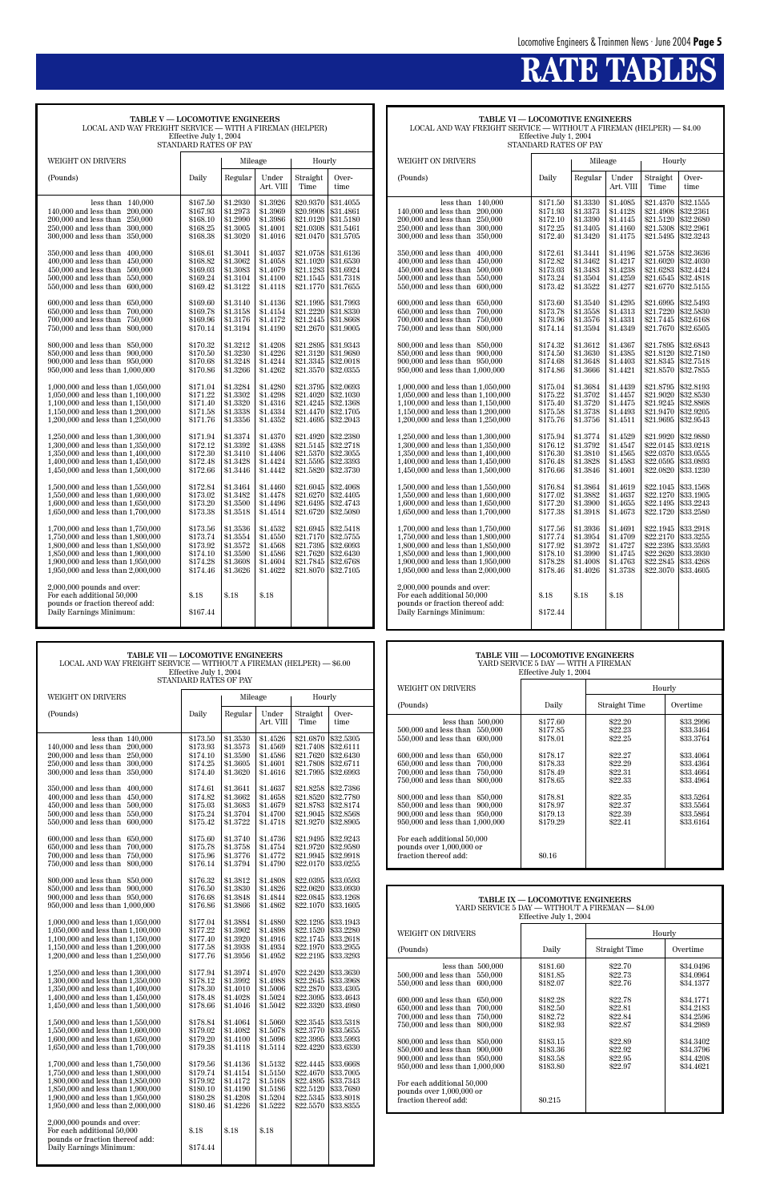# RATE TABLES

### TABLE V — LOCOMOTIVE ENGINEERS
LOCAL AND WAY FREIGHT SERVICE — WITH A FIREMAN (HELPER)
Effective July 1, 2004
STANDARD RATES OF PAY

| WEIGHT ON DRIVERS | | Mileage | | Hourly | |
|---|---|---|---|---|---|
| (Pounds) | Daily | Regular | Under Art. VIII | Straight Time | Over-time |
| less than 140,000 | $167.50 | $1.2930 | $1.3926 | $20.9370 | $31.4055 |
| 140,000 and less than 200,000 | $167.93 | $1.2973 | $1.3969 | $20.9908 | $31.4861 |
| 200,000 and less than 250,000 | $168.10 | $1.2990 | $1.3986 | $21.0120 | $31.5180 |
| 250,000 and less than 300,000 | $168.25 | $1.3005 | $1.4001 | $21.0308 | $31.5461 |
| 300,000 and less than 350,000 | $168.38 | $1.3020 | $1.4016 | $21.0470 | $31.5705 |
| 350,000 and less than 400,000 | $168.61 | $1.3041 | $1.4037 | $21.0758 | $31.6136 |
| 400,000 and less than 450,000 | $168.82 | $1.3062 | $1.4058 | $21.1020 | $31.6530 |
| 450,000 and less than 500,000 | $169.03 | $1.3083 | $1.4079 | $21.1283 | $31.6924 |
| 500,000 and less than 550,000 | $169.24 | $1.3104 | $1.4100 | $21.1545 | $31.7318 |
| 550,000 and less than 600,000 | $169.42 | $1.3122 | $1.4118 | $21.1770 | $31.7655 |
| 600,000 and less than 650,000 | $169.60 | $1.3140 | $1.4136 | $21.1995 | $31.7993 |
| 650,000 and less than 700,000 | $169.78 | $1.3158 | $1.4154 | $21.2220 | $31.8330 |
| 700,000 and less than 750,000 | $169.96 | $1.3176 | $1.4172 | $21.2445 | $31.8668 |
| 750,000 and less than 800,000 | $170.14 | $1.3194 | $1.4190 | $21.2670 | $31.9005 |
| 800,000 and less than 850,000 | $170.32 | $1.3212 | $1.4208 | $21.2895 | $31.9343 |
| 850,000 and less than 900,000 | $170.50 | $1.3230 | $1.4226 | $21.3120 | $31.9680 |
| 900,000 and less than 950,000 | $170.68 | $1.3248 | $1.4244 | $21.3345 | $32.0018 |
| 950,000 and less than 1,000,000 | $170.86 | $1.3266 | $1.4262 | $21.3570 | $32.0355 |
| 1,000,000 and less than 1,050,000 | $171.04 | $1.3284 | $1.4280 | $21.3795 | $32.0693 |
| 1,050,000 and less than 1,100,000 | $171.22 | $1.3302 | $1.4298 | $21.4020 | $32.1030 |
| 1,100,000 and less than 1,150,000 | $171.40 | $1.3320 | $1.4316 | $21.4245 | $32.1368 |
| 1,150,000 and less than 1,200,000 | $171.58 | $1.3338 | $1.4334 | $21.4470 | $32.1705 |
| 1,200,000 and less than 1,250,000 | $171.76 | $1.3356 | $1.4352 | $21.4695 | $32.2043 |
| 1,250,000 and less than 1,300,000 | $171.94 | $1.3374 | $1.4370 | $21.4920 | $32.2380 |
| 1,300,000 and less than 1,350,000 | $172.12 | $1.3392 | $1.4388 | $21.5145 | $32.2718 |
| 1,350,000 and less than 1,400,000 | $172.30 | $1.3410 | $1.4406 | $21.5370 | $32.3055 |
| 1,400,000 and less than 1,450,000 | $172.48 | $1.3428 | $1.4424 | $21.5595 | $32.3393 |
| 1,450,000 and less than 1,500,000 | $172.66 | $1.3446 | $1.4442 | $21.5820 | $32.3730 |
| 1,500,000 and less than 1,550,000 | $172.84 | $1.3464 | $1.4460 | $21.6045 | $32.4068 |
| 1,550,000 and less than 1,600,000 | $173.02 | $1.3482 | $1.4478 | $21.6270 | $32.4405 |
| 1,600,000 and less than 1,650,000 | $173.20 | $1.3500 | $1.4496 | $21.6495 | $32.4743 |
| 1,650,000 and less than 1,700,000 | $173.38 | $1.3518 | $1.4514 | $21.6720 | $32.5080 |
| 1,700,000 and less than 1,750,000 | $173.56 | $1.3536 | $1.4532 | $21.6945 | $32.5418 |
| 1,750,000 and less than 1,800,000 | $173.74 | $1.3554 | $1.4550 | $21.7170 | $32.5755 |
| 1,800,000 and less than 1,850,000 | $173.92 | $1.3572 | $1.4568 | $21.7395 | $32.6093 |
| 1,850,000 and less than 1,900,000 | $174.10 | $1.3590 | $1.4586 | $21.7620 | $32.6430 |
| 1,900,000 and less than 1,950,000 | $174.28 | $1.3608 | $1.4604 | $21.7845 | $32.6768 |
| 1,950,000 and less than 2,000,000 | $174.46 | $1.3626 | $1.4622 | $21.8070 | $32.7105 |
| 2,000,000 pounds and over: For each additional 50,000 pounds or fraction thereof add: | $.18 | $.18 | $.18 | | |
| Daily Earnings Minimum: | $167.44 | | | | |

### TABLE VI — LOCOMOTIVE ENGINEERS
LOCAL AND WAY FREIGHT SERVICE — WITHOUT A FIREMAN (HELPER) — $4.00
Effective July 1, 2004
STANDARD RATES OF PAY

| WEIGHT ON DRIVERS | | Mileage | | Hourly | |
|---|---|---|---|---|---|
| (Pounds) | Daily | Regular | Under Art. VIII | Straight Time | Over-time |
| less than 140,000 | $171.50 | $1.3330 | $1.4085 | $21.4370 | $32.1555 |
| 140,000 and less than 200,000 | $171.93 | $1.3373 | $1.4128 | $21.4908 | $32.2361 |
| 200,000 and less than 250,000 | $172.10 | $1.3390 | $1.4145 | $21.5120 | $32.2680 |
| 250,000 and less than 300,000 | $172.25 | $1.3405 | $1.4160 | $21.5308 | $32.2961 |
| 300,000 and less than 350,000 | $172.40 | $1.3420 | $1.4175 | $21.5495 | $32.3243 |
| 350,000 and less than 400,000 | $172.61 | $1.3441 | $1.4196 | $21.5758 | $32.3636 |
| 400,000 and less than 450,000 | $172.82 | $1.3462 | $1.4217 | $21.6020 | $32.4030 |
| 450,000 and less than 500,000 | $173.03 | $1.3483 | $1.4238 | $21.6283 | $32.4424 |
| 500,000 and less than 550,000 | $173.24 | $1.3504 | $1.4259 | $21.6545 | $32.4818 |
| 550,000 and less than 600,000 | $173.42 | $1.3522 | $1.4277 | $21.6770 | $32.5155 |
| 600,000 and less than 650,000 | $173.60 | $1.3540 | $1.4295 | $21.6995 | $32.5493 |
| 650,000 and less than 700,000 | $173.78 | $1.3558 | $1.4313 | $21.7220 | $32.5830 |
| 700,000 and less than 750,000 | $173.96 | $1.3576 | $1.4331 | $21.7445 | $32.6168 |
| 750,000 and less than 800,000 | $174.14 | $1.3594 | $1.4349 | $21.7670 | $32.6505 |
| 800,000 and less than 850,000 | $174.32 | $1.3612 | $1.4367 | $21.7895 | $32.6843 |
| 850,000 and less than 900,000 | $174.50 | $1.3630 | $1.4385 | $21.8120 | $32.7180 |
| 900,000 and less than 950,000 | $174.68 | $1.3648 | $1.4403 | $21.8345 | $32.7518 |
| 950,000 and less than 1,000,000 | $174.86 | $1.3666 | $1.4421 | $21.8570 | $32.7855 |
| 1,000,000 and less than 1,050,000 | $175.04 | $1.3684 | $1.4439 | $21.8795 | $32.8193 |
| 1,050,000 and less than 1,100,000 | $175.22 | $1.3702 | $1.4457 | $21.9020 | $32.8530 |
| 1,100,000 and less than 1,150,000 | $175.40 | $1.3720 | $1.4475 | $21.9245 | $32.8868 |
| 1,150,000 and less than 1,200,000 | $175.58 | $1.3738 | $1.4493 | $21.9470 | $32.9205 |
| 1,200,000 and less than 1,250,000 | $175.76 | $1.3756 | $1.4511 | $21.9695 | $32.9543 |
| 1,250,000 and less than 1,300,000 | $175.94 | $1.3774 | $1.4529 | $21.9920 | $32.9880 |
| 1,300,000 and less than 1,350,000 | $176.12 | $1.3792 | $1.4547 | $22.0145 | $33.0218 |
| 1,350,000 and less than 1,400,000 | $176.30 | $1.3810 | $1.4565 | $22.0370 | $33.0555 |
| 1,400,000 and less than 1,450,000 | $176.48 | $1.3828 | $1.4583 | $22.0595 | $33.0893 |
| 1,450,000 and less than 1,500,000 | $176.66 | $1.3846 | $1.4601 | $22.0820 | $33.1230 |
| 1,500,000 and less than 1,550,000 | $176.84 | $1.3864 | $1.4619 | $22.1045 | $33.1568 |
| 1,550,000 and less than 1,600,000 | $177.02 | $1.3882 | $1.4637 | $22.1270 | $33.1905 |
| 1,600,000 and less than 1,650,000 | $177.20 | $1.3900 | $1.4655 | $22.1495 | $33.2243 |
| 1,650,000 and less than 1,700,000 | $177.38 | $1.3918 | $1.4673 | $22.1720 | $33.2580 |
| 1,700,000 and less than 1,750,000 | $177.56 | $1.3936 | $1.4691 | $22.1945 | $33.2918 |
| 1,750,000 and less than 1,800,000 | $177.74 | $1.3954 | $1.4709 | $22.2170 | $33.3255 |
| 1,800,000 and less than 1,850,000 | $177.92 | $1.3972 | $1.4727 | $22.2395 | $33.3593 |
| 1,850,000 and less than 1,900,000 | $178.10 | $1.3990 | $1.4745 | $22.2620 | $33.3930 |
| 1,900,000 and less than 1,950,000 | $178.28 | $1.4008 | $1.4763 | $22.2845 | $33.4268 |
| 1,950,000 and less than 2,000,000 | $178.46 | $1.4026 | $1.3738 | $22.3070 | $33.4605 |
| 2,000,000 pounds and over: For each additional 50,000 pounds or fraction thereof add: | $.18 | $.18 | $.18 | | |
| Daily Earnings Minimum: | $172.44 | | | | |

### TABLE VII — LOCOMOTIVE ENGINEERS
LOCAL AND WAY FREIGHT SERVICE — WITHOUT A FIREMAN (HELPER) — $6.00
Effective July 1, 2004
STANDARD RATES OF PAY

| WEIGHT ON DRIVERS | | Mileage | | Hourly | |
|---|---|---|---|---|---|
| (Pounds) | Daily | Regular | Under Art. VIII | Straight Time | Over-time |
| less than 140,000 | $173.50 | $1.3530 | $1.4526 | $21.6870 | $32.5305 |
| 140,000 and less than 200,000 | $173.93 | $1.3573 | $1.4569 | $21.7408 | $32.6111 |
| 200,000 and less than 250,000 | $174.10 | $1.3590 | $1.4586 | $21.7620 | $32.6430 |
| 250,000 and less than 300,000 | $174.25 | $1.3605 | $1.4601 | $21.7808 | $32.6711 |
| 300,000 and less than 350,000 | $174.40 | $1.3620 | $1.4616 | $21.7995 | $32.6993 |
| 350,000 and less than 400,000 | $174.61 | $1.3641 | $1.4637 | $21.8258 | $32.7386 |
| 400,000 and less than 450,000 | $174.82 | $1.3662 | $1.4658 | $21.8520 | $32.7780 |
| 450,000 and less than 500,000 | $175.03 | $1.3683 | $1.4679 | $21.8783 | $32.8174 |
| 500,000 and less than 550,000 | $175.24 | $1.3704 | $1.4700 | $21.9045 | $32.8568 |
| 550,000 and less than 600,000 | $175.42 | $1.3722 | $1.4718 | $21.9270 | $32.8905 |
| 600,000 and less than 650,000 | $175.60 | $1.3740 | $1.4736 | $21.9495 | $32.9243 |
| 650,000 and less than 700,000 | $175.78 | $1.3758 | $1.4754 | $21.9720 | $32.9580 |
| 700,000 and less than 750,000 | $175.96 | $1.3776 | $1.4772 | $21.9945 | $32.9918 |
| 750,000 and less than 800,000 | $176.14 | $1.3794 | $1.4790 | $22.0170 | $33.0255 |
| 800,000 and less than 850,000 | $176.32 | $1.3812 | $1.4808 | $22.0395 | $33.0593 |
| 850,000 and less than 900,000 | $176.50 | $1.3830 | $1.4826 | $22.0620 | $33.0930 |
| 900,000 and less than 950,000 | $176.68 | $1.3848 | $1.4844 | $22.0845 | $33.1268 |
| 950,000 and less than 1,000,000 | $176.86 | $1.3866 | $1.4862 | $22.1070 | $33.1605 |
| 1,000,000 and less than 1,050,000 | $177.04 | $1.3884 | $1.4880 | $22.1295 | $33.1943 |
| 1,050,000 and less than 1,100,000 | $177.22 | $1.3902 | $1.4898 | $22.1520 | $33.2280 |
| 1,100,000 and less than 1,150,000 | $177.40 | $1.3920 | $1.4916 | $22.1745 | $33.2618 |
| 1,150,000 and less than 1,200,000 | $177.58 | $1.3938 | $1.4934 | $22.1970 | $33.2955 |
| 1,200,000 and less than 1,250,000 | $177.76 | $1.3956 | $1.4952 | $22.2195 | $33.3293 |
| 1,250,000 and less than 1,300,000 | $177.94 | $1.3974 | $1.4970 | $22.2420 | $33.3630 |
| 1,300,000 and less than 1,350,000 | $178.12 | $1.3992 | $1.4988 | $22.2645 | $33.3968 |
| 1,350,000 and less than 1,400,000 | $178.30 | $1.4010 | $1.5006 | $22.2870 | $33.4305 |
| 1,400,000 and less than 1,450,000 | $178.48 | $1.4028 | $1.5024 | $22.3095 | $33.4643 |
| 1,450,000 and less than 1,500,000 | $178.66 | $1.4046 | $1.5042 | $22.3320 | $33.4980 |
| 1,500,000 and less than 1,550,000 | $178.84 | $1.4064 | $1.5060 | $22.3545 | $33.5318 |
| 1,550,000 and less than 1,600,000 | $179.02 | $1.4082 | $1.5078 | $22.3770 | $33.5655 |
| 1,600,000 and less than 1,650,000 | $179.20 | $1.4100 | $1.5096 | $22.3995 | $33.5993 |
| 1,650,000 and less than 1,700,000 | $179.38 | $1.4118 | $1.5114 | $22.4220 | $33.6330 |
| 1,700,000 and less than 1,750,000 | $179.56 | $1.4136 | $1.5132 | $22.4445 | $33.6668 |
| 1,750,000 and less than 1,800,000 | $179.74 | $1.4154 | $1.5150 | $22.4670 | $33.7005 |
| 1,800,000 and less than 1,850,000 | $179.92 | $1.4172 | $1.5168 | $22.4895 | $33.7343 |
| 1,850,000 and less than 1,900,000 | $180.10 | $1.4190 | $1.5186 | $22.5120 | $33.7680 |
| 1,900,000 and less than 1,950,000 | $180.28 | $1.4208 | $1.5204 | $22.5345 | $33.8018 |
| 1,950,000 and less than 2,000,000 | $180.46 | $1.4226 | $1.5222 | $22.5570 | $33.8355 |
| 2,000,000 pounds and over: For each additional 50,000 pounds or fraction thereof add: | $.18 | $.18 | $.18 | | |
| Daily Earnings Minimum: | $174.44 | | | | |

### TABLE VIII — LOCOMOTIVE ENGINEERS
YARD SERVICE 5 DAY — WITH A FIREMAN
Effective July 1, 2004

| WEIGHT ON DRIVERS | | Hourly | |
|---|---|---|---|
| (Pounds) | Daily | Straight Time | Overtime |
| less than 500,000 | $177.60 | $22.20 | $33.2996 |
| 500,000 and less than 550,000 | $177.85 | $22.23 | $33.3464 |
| 550,000 and less than 600,000 | $178.01 | $22.25 | $33.3764 |
| 600,000 and less than 650,000 | $178.17 | $22.27 | $33.4064 |
| 650,000 and less than 700,000 | $178.33 | $22.29 | $33.4364 |
| 700,000 and less than 750,000 | $178.49 | $22.31 | $33.4664 |
| 750,000 and less than 800,000 | $178.65 | $22.33 | $33.4964 |
| 800,000 and less than 850,000 | $178.81 | $22.35 | $33.5264 |
| 850,000 and less than 900,000 | $178.97 | $22.37 | $33.5564 |
| 900,000 and less than 950,000 | $179.13 | $22.39 | $33.5864 |
| 950,000 and less than 1,000,000 | $179.29 | $22.41 | $33.6164 |
| For each additional 50,000 pounds over 1,000,000 or fraction thereof add: | $0.16 | | |

### TABLE IX — LOCOMOTIVE ENGINEERS
YARD SERVICE 5 DAY — WITHOUT A FIREMAN — $4.00
Effective July 1, 2004

| WEIGHT ON DRIVERS | | Hourly | |
|---|---|---|---|
| (Pounds) | Daily | Straight Time | Overtime |
| less than 500,000 | $181.60 | $22.70 | $34.0496 |
| 500,000 and less than 550,000 | $181.85 | $22.73 | $34.0964 |
| 550,000 and less than 600,000 | $182.07 | $22.76 | $34.1377 |
| 600,000 and less than 650,000 | $182.28 | $22.78 | $34.1771 |
| 650,000 and less than 700,000 | $182.50 | $22.81 | $34.2183 |
| 700,000 and less than 750,000 | $182.72 | $22.84 | $34.2596 |
| 750,000 and less than 800,000 | $182.93 | $22.87 | $34.2989 |
| 800,000 and less than 850,000 | $183.15 | $22.89 | $34.3402 |
| 850,000 and less than 900,000 | $183.36 | $22.92 | $34.3796 |
| 900,000 and less than 950,000 | $183.58 | $22.95 | $34.4208 |
| 950,000 and less than 1,000,000 | $183.80 | $22.97 | $34.4621 |
| For each additional 50,000 pounds over 1,000,000 or fraction thereof add: | $0.215 | | |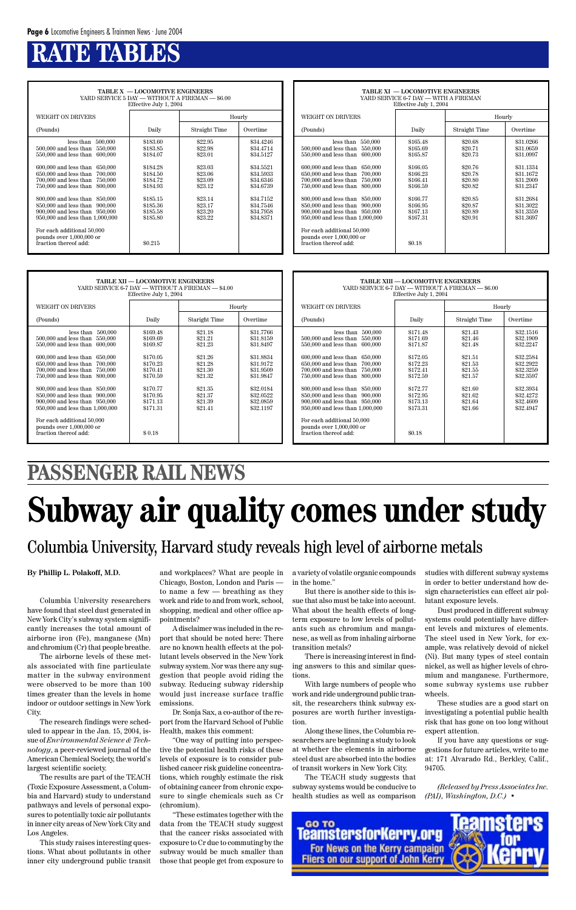# RATE TABLES

**TABLE X — LOCOMOTIVE ENGINEERS**
YARD SERVICE 5 DAY — WITHOUT A FIREMAN — $6.00
Effective July 1, 2004

| WEIGHT ON DRIVERS | | Hourly | |
|---|---|---|---|
| (Pounds) | Daily | Straight Time | Overtime |
| less than 500,000 | $183.60 | $22.95 | $34.4246 |
| 500,000 and less than 550,000 | $183.85 | $22.98 | $34.4714 |
| 550,000 and less than 600,000 | $184.07 | $23.01 | $34.5127 |
| 600,000 and less than 650,000 | $184.28 | $23.03 | $34.5521 |
| 650,000 and less than 700,000 | $184.50 | $23.06 | $34.5933 |
| 700,000 and less than 750,000 | $184.72 | $23.09 | $34.6346 |
| 750,000 and less than 800,000 | $184.93 | $23.12 | $34.6739 |
| 800,000 and less than 850,000 | $185.15 | $23.14 | $34.7152 |
| 850,000 and less than 900,000 | $185.36 | $23.17 | $34.7546 |
| 900,000 and less than 950,000 | $185.58 | $23.20 | $34.7958 |
| 950,000 and less than 1,000,000 | $185.80 | $23.22 | $34.8371 |
| For each additional 50,000 pounds over 1,000,000 or fraction thereof add: | $0.215 | | |

**TABLE XI — LOCOMOTIVE ENGINEERS**
YARD SERVICE 6-7 DAY — WITH A FIREMAN
Effective July 1, 2004

| WEIGHT ON DRIVERS | | Hourly | |
|---|---|---|---|
| (Pounds) | Daily | Straight Time | Overtime |
| less than 550,000 | $165.48 | $20.68 | $31.0266 |
| 500,000 and less than 550,000 | $165.69 | $20.71 | $31.0659 |
| 550,000 and less than 600,000 | $165.87 | $20.73 | $31.0997 |
| 600,000 and less than 650,000 | $166.05 | $20.76 | $31.1334 |
| 650,000 and less than 700,000 | $166.23 | $20.78 | $31.1672 |
| 700,000 and less than 750,000 | $166.41 | $20.80 | $31.2009 |
| 750,000 and less than 800,000 | $166.59 | $20.82 | $31.2347 |
| 800,000 and less than 850,000 | $166.77 | $20.85 | $31.2684 |
| 850,000 and less than 900,000 | $166.95 | $20.87 | $31.3022 |
| 900,000 and less than 950,000 | $167.13 | $20.89 | $31.3359 |
| 950,000 and less than 1,000,000 | $167.31 | $20.91 | $31.3697 |
| For each additional 50,000 pounds over 1,000,000 or fraction thereof add: | $0.18 | | |

**TABLE XII — LOCOMOTIVE ENGINEERS**
YARD SERVICE 6-7 DAY — WITHOUT A FIREMAN — $4.00
Effective July 1, 2004

| WEIGHT ON DRIVERS | | Hourly | |
|---|---|---|---|
| (Pounds) | Daily | Staright Time | Overtime |
| less than 500,000 | $169.48 | $21.18 | $31.7766 |
| 500,000 and less than 550,000 | $169.69 | $21.21 | $31.8159 |
| 550,000 and less than 600,000 | $169.87 | $21.23 | $31.8497 |
| 600,000 and less than 650,000 | $170.05 | $21.26 | $31.8834 |
| 650,000 and less than 700,000 | $170.23 | $21.28 | $31.9172 |
| 700,000 and less than 750,000 | $170.41 | $21.30 | $31.9509 |
| 750,000 and less than 800,000 | $170.59 | $21.32 | $31.9847 |
| 800,000 and less than 850,000 | $170.77 | $21.35 | $32.0184 |
| 850,000 and less than 900,000 | $170.95 | $21.37 | $32.0522 |
| 900,000 and less than 950,000 | $171.13 | $21.39 | $32.0859 |
| 950,000 and less than 1,000,000 | $171.31 | $21.41 | $32.1197 |
| For each additional 50,000 pounds over 1,000,000 or fraction thereof add: | $ 0.18 | | |

**TABLE XIII — LOCOMOTIVE ENGINEERS**
YARD SERVICE 6-7 DAY — WITHOUT A FIREMAN — $6.00
Effective July 1, 2004

| WEIGHT ON DRIVERS | | Hourly | |
|---|---|---|---|
| (Pounds) | Daily | Straight Time | Overtime |
| less than 500,000 | $171.48 | $21.43 | $32.1516 |
| 500,000 and less than 550,000 | $171.69 | $21.46 | $32.1909 |
| 550,000 and less than 600,000 | $171.87 | $21.48 | $32.2247 |
| 600,000 and less than 650,000 | $172.05 | $21.51 | $32.2584 |
| 650,000 and less than 700,000 | $172.23 | $21.53 | $32.2922 |
| 700,000 and less than 750,000 | $172.41 | $21.55 | $32.3259 |
| 750,000 and less than 800,000 | $172.59 | $21.57 | $32.3597 |
| 800,000 and less than 850,000 | $172.77 | $21.60 | $32.3934 |
| 850,000 and less than 900,000 | $172.95 | $21.62 | $32.4272 |
| 900,000 and less than 950,000 | $173.13 | $21.64 | $32.4609 |
| 950,000 and less than 1,000,000 | $173.31 | $21.66 | $32.4947 |
| For each additional 50,000 pounds over 1,000,000 or fraction thereof add: | $0.18 | | |

# PASSENGER RAIL NEWS

# Subway air quality comes under study

## Columbia University, Harvard study reveals high level of airborne metals

**By Phillip L. Polakoff, M.D.**

Columbia University researchers have found that steel dust generated in New York City's subway system significantly increases the total amount of airborne iron (Fe), manganese (Mn) and chromium (Cr) that people breathe.

The airborne levels of these metals associated with fine particulate matter in the subway environment were observed to be more than 100 times greater than the levels in home indoor or outdoor settings in New York City.

The research findings were scheduled to appear in the Jan. 15, 2004, issue of *Environmental Science & Technology*, a peer-reviewed journal of the American Chemical Society, the world's largest scientific society.

The results are part of the TEACH (Toxic Exposure Assessment, a Columbia and Harvard) study to understand pathways and levels of personal exposures to potentially toxic air pollutants in inner city areas of New York City and Los Angeles.

This study raises interesting questions. What about pollutants in other inner city underground public transit and workplaces? What are people in Chicago, Boston, London and Paris — to name a few — breathing as they work and ride to and from work, school, shopping, medical and other office appointments?

A disclaimer was included in the report that should be noted here: There are no known health effects at the pollutant levels observed in the New York subway system. Nor was there any suggestion that people avoid riding the subway. Reducing subway ridership would just increase surface traffic emissions.

Dr. Sonja Sax, a co-author of the report from the Harvard School of Public Health, makes this comment:

"One way of putting into perspective the potential health risks of these levels of exposure is to consider published cancer risk guideline concentrations, which roughly estimate the risk of obtaining cancer from chronic exposure to single chemicals such as Cr (chromium).

"These estimates together with the data from the TEACH study suggest that the cancer risks associated with exposure to Cr due to commuting by the subway would be much smaller than those that people get from exposure to a variety of volatile organic compounds in the home."

But there is another side to this issue that also must be take into account. What about the health effects of long-term exposure to low levels of pollutants such as chromium and manganese, as well as from inhaling airborne transition metals?

There is increasing interest in finding answers to this and similar questions.

With large numbers of people who work and ride underground public transit, the researchers think subway exposures are worth further investigation.

Along these lines, the Columbia researchers are beginning a study to look at whether the elements in airborne steel dust are absorbed into the bodies of transit workers in New York City.

The TEACH study suggests that subway systems would be conducive to health studies as well as comparison studies with different subway systems in order to better understand how design characteristics can effect air pollutant exposure levels.

Dust produced in different subway systems could potentially have different levels and mixtures of elements. The steel used in New York, for example, was relatively devoid of nickel (Ni). But many types of steel contain nickel, as well as higher levels of chromium and manganese. Furthermore, some subway systems use rubber wheels.

These studies are a good start on investigating a potential public health risk that has gone on too long without expert attention.

If you have any questions or suggestions for future articles, write to me at: 171 Alvarado Rd., Berkley, Calif., 94705.

*(Released by Press Associates Inc. (PAI), Washington, D.C.)* •

GO TO TeamstersforKerry.org
For News on the Kerry campaign
Fliers on our support of John Kerry
Teamsters for Kerry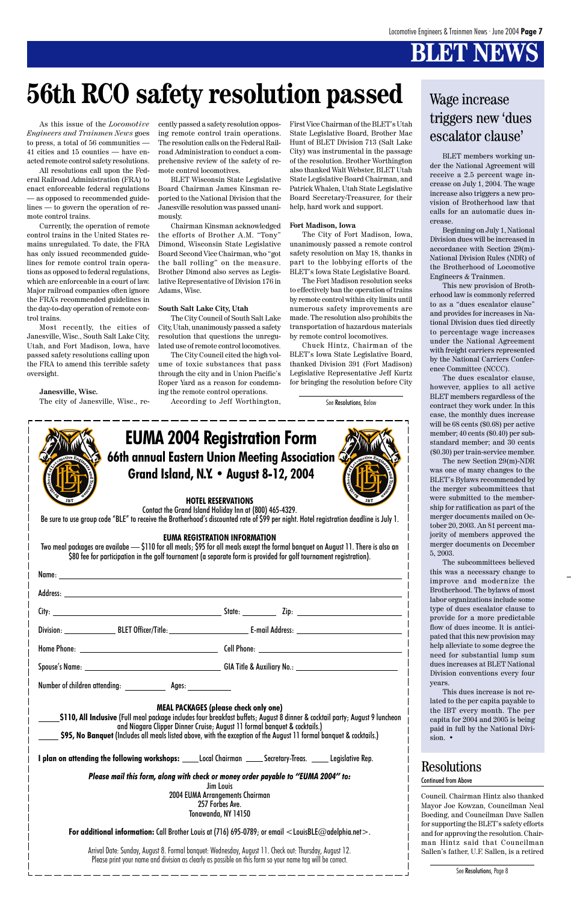# BLET NEWS

# 56th RCO safety resolution passed

As this issue of the *Locomotive Engineers and Trainmen News* goes to press, a total of 56 communities — 41 cities and 15 counties — have enacted remote control safety resolutions.

All resolutions call upon the Federal Railroad Administration (FRA) to enact enforceable federal regulations — as opposed to recommended guidelines — to govern the operation of remote control trains.

Currently, the operation of remote control trains in the United States remains unregulated. To date, the FRA has only issued recommended guidelines for remote control train operations as opposed to federal regulations, which are enforceable in a court of law. Major railroad companies often ignore the FRA's recommended guidelines in the day-to-day operation of remote control trains.

Most recently, the cities of Janesville, Wisc., South Salt Lake City, Utah, and Fort Madison, Iowa, have passed safety resolutions calling upon the FRA to amend this terrible safety oversight.

**Janesville, Wisc.**

The city of Janesville, Wisc., recently passed a safety resolution opposing remote control train operations. The resolution calls on the Federal Railroad Administration to conduct a comprehensive review of the safety of remote control locomotives.

BLET Wisconsin State Legislative Board Chairman James Kinsman reported to the National Division that the Janesville resolution was passed unanimously.

Chairman Kinsman acknowledged the efforts of Brother A.M. "Tony" Dimond, Wisconsin State Legislative Board Second Vice Chairman, who "got the ball rolling" on the measure. Brother Dimond also serves as Legislative Representative of Division 176 in Adams, Wisc.

**South Salt Lake City, Utah**

The City Council of South Salt Lake City, Utah, unanimously passed a safety resolution that questions the unregulated use of remote control locomotives.

The City Council cited the high volume of toxic substances that pass through the city and in Union Pacific's Roper Yard as a reason for condemning the remote control operations.

According to Jeff Worthington, First Vice Chairman of the BLET's Utah State Legislative Board, Brother Mac Hunt of BLET Division 713 (Salt Lake City) was instrumental in the passage of the resolution. Brother Worthington also thanked Walt Webster, BLET Utah State Legislative Board Chairman, and Patrick Whalen, Utah State Legislative Board Secretary-Treasurer, for their help, hard work and support.

**Fort Madison, Iowa**

The City of Fort Madison, Iowa, unanimously passed a remote control safety resolution on May 18, thanks in part to the lobbying efforts of the BLET's Iowa State Legislative Board.

The Fort Madison resolution seeks to effectively ban the operation of trains by remote control within city limits until numerous safety improvements are made. The resolution also prohibits the transportation of hazardous materials by remote control locomotives.

Chuck Hintz, Chairman of the BLET's Iowa State Legislative Board, thanked Division 391 (Fort Madison) Legislative Representative Jeff Kurtz for bringing the resolution before City

See Resolutions, Below

## Resolutions

Continued from Above

Council. Chairman Hintz also thanked Mayor Joe Kowzan, Councilman Neal Boeding, and Councilman Dave Sallen for supporting the BLET's safety efforts and for approving the resolution. Chairman Hintz said that Councilman Sallen's father, U.F. Sallen, is a retired

See Resolutions, Page 8

## Wage increase triggers new 'dues escalator clause'

BLET members working under the National Agreement will receive a 2.5 percent wage increase on July 1, 2004. The wage increase also triggers a new provision of Brotherhood law that calls for an automatic dues increase.

Beginning on July 1, National Division dues will be increased in accordance with Section 29(m)-National Division Rules (NDR) of the Brotherhood of Locomotive Engineers & Trainmen.

This new provision of Brotherhood law is commonly referred to as a "dues escalator clause" and provides for increases in National Division dues tied directly to percentage wage increases under the National Agreement with freight carriers represented by the National Carriers Conference Committee (NCCC).

The dues escalator clause, however, applies to all active BLET members regardless of the contract they work under. In this case, the monthly dues increase will be 68 cents ($0.68) per active member; 40 cents ($0.40) per substandard member; and 30 cents ($0.30) per train-service member.

The new Section 29(m)-NDR was one of many changes to the BLET's Bylaws recommended by the merger subcommittees that were submitted to the membership for ratification as part of the merger documents mailed on October 20, 2003. An 81 percent majority of members approved the merger documents on December 5, 2003.

The subcommittees believed this was a necessary change to improve and modernize the Brotherhood. The bylaws of most labor organizations include some type of dues escalator clause to provide for a more predictable flow of dues income. It is anticipated that this new provision may help alleviate to some degree the need for substantial lump sum dues increases at BLET National Division conventions every four years.

This dues increase is not related to the per capita payable to the IBT every month. The per capita for 2004 and 2005 is being paid in full by the National Division. •

---

# EUMA 2004 Registration Form

## 66th annual Eastern Union Meeting Association
## Grand Island, N.Y. • August 8-12, 2004

**HOTEL RESERVATIONS**

Contact the Grand Island Holiday Inn at (800) 465-4329.
Be sure to use group code "BLE" to receive the Brotherhood's discounted rate of $99 per night. Hotel registration deadline is July 1.

**EUMA REGISTRATION INFORMATION**

Two meal packages are availabe — $110 for all meals; $95 for all meals except the formal banquet on August 11. There is also an $80 fee for participation in the golf tournament (a separate form is provided for golf tournament registration).

Name: ____________________

Address: ____________________

City: ____________ State: ________ Zip: ____________

Division: ________ BLET Officer/Title: ____________ E-mail Address: ____________

Home Phone: ____________ Cell Phone: ____________

Spouse's Name: ____________ GIA Title & Auxiliary No.: ____________

Number of children attending: ________ Ages: ________

**MEAL PACKAGES (please check only one)**

_____ **$110, All Inclusive** (Full meal package includes four breakfast buffets; August 8 dinner & cocktail party; August 9 luncheon and Niagara Clipper Dinner Cruise; August 11 formal banquet & cocktails.)

_____ **$95, No Banquet** (Includes all meals listed above, with the exception of the August 11 formal banquet & cocktails.)

**I plan on attending the following workshops:** ____ Local Chairman ____ Secretary-Treas. ____ Legislative Rep.

***Please mail this form, along with check or money order payable to "EUMA 2004" to:***

Jim Louis
2004 EUMA Arrangements Chairman
257 Forbes Ave.
Tonawanda, NY 14150

**For additional information:** Call Brother Louis at (716) 695-0789; or email <LouisBLE@adelphia.net>.

Arrival Date: Sunday, August 8. Formal banquet: Wednesday, August 11. Check out: Thursday, August 12.
Please print your name and division as clearly as possible on this form so your name tag will be correct.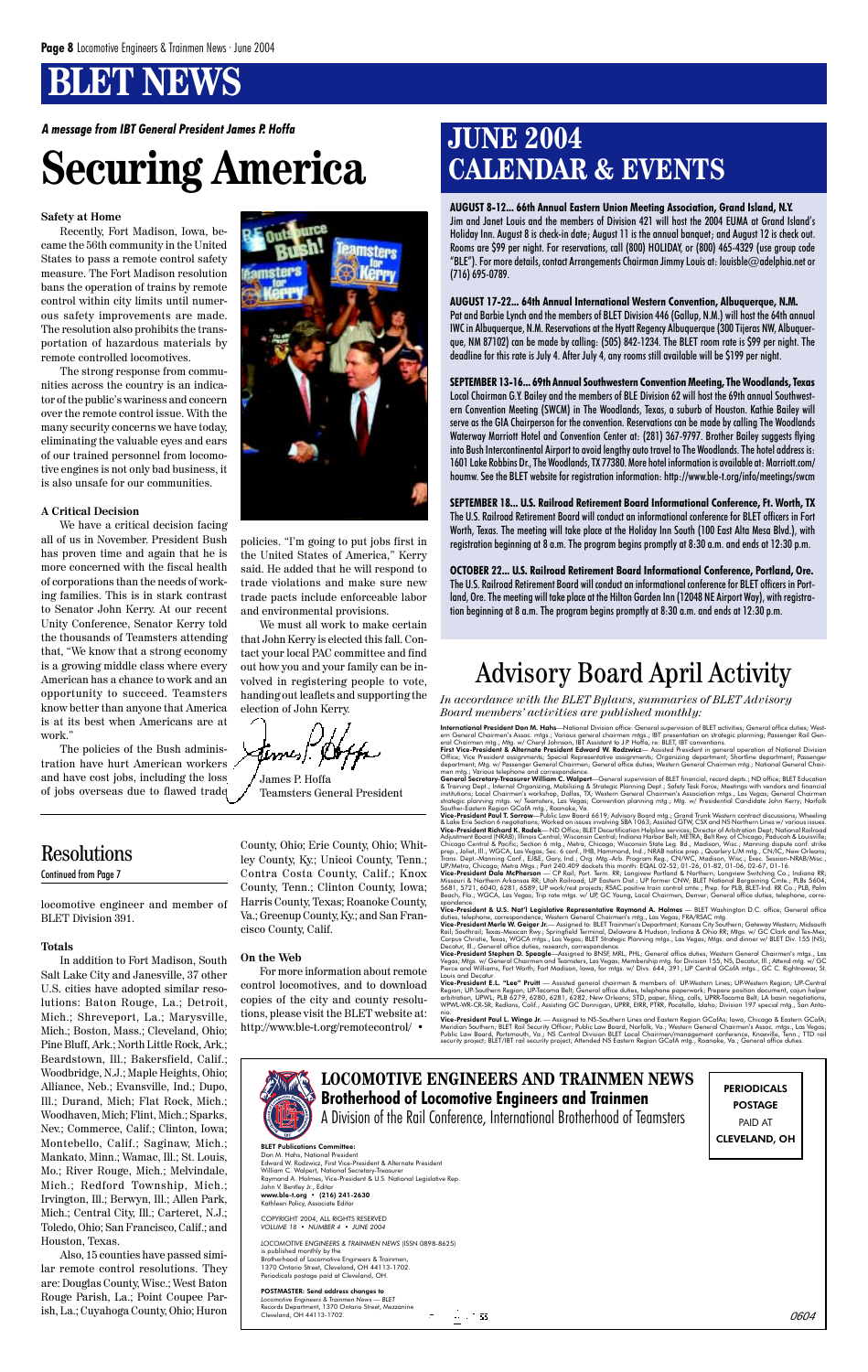# BLET NEWS

*A message from IBT General President James P. Hoffa*

# Securing America

### Safety at Home

Recently, Fort Madison, Iowa, became the 56th community in the United States to pass a remote control safety measure. The Fort Madison resolution bans the operation of trains by remote control within city limits until numerous safety improvements are made. The resolution also prohibits the transportation of hazardous materials by remote controlled locomotives.

The strong response from communities across the country is an indicator of the public's wariness and concern over the remote control issue. With the many security concerns we have today, eliminating the valuable eyes and ears of our trained personnel from locomotive engines is not only bad business, it is also unsafe for our communities.

### A Critical Decision

We have a critical decision facing all of us in November. President Bush has proven time and again that he is more concerned with the fiscal health of corporations than the needs of working families. This is in stark contrast to Senator John Kerry. At our recent Unity Conference, Senator Kerry told the thousands of Teamsters attending that, "We know that a strong economy is a growing middle class where every American has a chance to work and an opportunity to succeed. Teamsters know better than anyone that America is at its best when Americans are at work."

The policies of the Bush administration have hurt American workers and have cost jobs, including the loss of jobs overseas due to flawed trade policies. "I'm going to put jobs first in the United States of America," Kerry said. He added that he will respond to trade violations and make sure new trade pacts include enforceable labor and environmental provisions.

We must all work to make certain that John Kerry is elected this fall. Contact your local PAC committee and find out how you and your family can be involved in registering people to vote, handing out leaflets and supporting the election of John Kerry.

James P. Hoffa
Teamsters General President

## Resolutions

Continued from Page 7

locomotive engineer and member of BLET Division 391.

### Totals

In addition to Fort Madison, South Salt Lake City and Janesville, 37 other U.S. cities have adopted similar resolutions: Baton Rouge, La.; Detroit, Mich.; Shreveport, La.; Marysville, Mich.; Boston, Mass.; Cleveland, Ohio; Pine Bluff, Ark.; North Little Rock, Ark.; Beardstown, Ill.; Bakersfield, Calif.; Woodbridge, N.J.; Maple Heights, Ohio; Alliance, Neb.; Evansville, Ind.; Dupo, Ill.; Durand, Mich; Flat Rock, Mich.; Woodhaven, Mich; Flint, Mich.; Sparks, Nev.; Commerce, Calif.; Clinton, Iowa; Montebello, Calif.; Saginaw, Mich.; Mankato, Minn.; Wamac, Ill.; St. Louis, Mo.; River Rouge, Mich.; Melvindale, Mich.; Redford Township, Mich.; Irvington, Ill.; Berwyn, Ill.; Allen Park, Mich.; Central City, Ill.; Carteret, N.J.; Toledo, Ohio; San Francisco, Calif.; and Houston, Texas.

Also, 15 counties have passed similar remote control resolutions. They are: Douglas County, Wisc.; West Baton Rouge Parish, La.; Point Coupee Parish, La.; Cuyahoga County, Ohio; Huron County, Ohio; Erie County, Ohio; Whitley County, Ky.; Unicoi County, Tenn.; Contra Costa County, Calif.; Knox County, Tenn.; Clinton County, Iowa; Harris County, Texas; Roanoke County, Va.; Greenup County, Ky.; and San Francisco County, Calif.

### On the Web

For more information about remote control locomotives, and to download copies of the city and county resolutions, please visit the BLET website at: http://www.ble-t.org/remotecontrol/ •

# JUNE 2004 CALENDAR & EVENTS

**AUGUST 8-12... 66th Annual Eastern Union Meeting Association, Grand Island, N.Y.**
Jim and Janet Louis and the members of Division 421 will host the 2004 EUMA at Grand Island's Holiday Inn. August 8 is check-in date; August 11 is the annual banquet; and August 12 is check out. Rooms are $99 per night. For reservations, call (800) HOLIDAY, or (800) 465-4329 (use group code "BLE"). For more details, contact Arrangements Chairman Jimmy Louis at: louisble@adelphia.net or (716) 695-0789.

**AUGUST 17-22... 64th Annual International Western Convention, Albuquerque, N.M.**
Pat and Barbie Lynch and the members of BLET Division 446 (Gallup, N.M.) will host the 64th annual IWC in Albuquerque, N.M. Reservations at the Hyatt Regency Albuquerque (300 Tijeras NW, Albuquerque, NM 87102) can be made by calling: (505) 842-1234. The BLET room rate is $99 per night. The deadline for this rate is July 4. After July 4, any rooms still available will be $199 per night.

**SEPTEMBER 13-16... 69th Annual Southwestern Convention Meeting, The Woodlands, Texas**
Local Chairman G.Y. Bailey and the members of BLE Division 62 will host the 69th annual Southwestern Convention Meeting (SWCM) in The Woodlands, Texas, a suburb of Houston. Kathie Bailey will serve as the GIA Chairperson for the convention. Reservations can be made by calling The Woodlands Waterway Marriott Hotel and Convention Center at: (281) 367-9797. Brother Bailey suggests flying into Bush Intercontinental Airport to avoid lengthy auto travel to The Woodlands. The hotel address is: 1601 Lake Robbins Dr., The Woodlands, TX 77380. More hotel information is available at: Marriott.com/houmw. See the BLET website for registration information: http://www.ble-t.org/info/meetings/swcm

**SEPTEMBER 18... U.S. Railroad Retirement Board Informational Conference, Ft. Worth, TX**
The U.S. Railroad Retirement Board will conduct an informational conference for BLET officers in Fort Worth, Texas. The meeting will take place at the Holiday Inn South (100 East Alta Mesa Blvd.), with registration beginning at 8 a.m. The program begins promptly at 8:30 a.m. and ends at 12:30 p.m.

**OCTOBER 22... U.S. Railroad Retirement Board Informational Conference, Portland, Ore.**
The U.S. Railroad Retirement Board will conduct an informational conference for BLET officers in Portland, Ore. The meeting will take place at the Hilton Garden Inn (12048 NE Airport Way), with registration beginning at 8 a.m. The program begins promptly at 8:30 a.m. and ends at 12:30 p.m.

# Advisory Board April Activity

*In accordance with the BLET Bylaws, summaries of BLET Advisory Board members' activities are published monthly:*

**International President Don M. Hahs**—National Division office: General supervision of BLET activities; General office duties; Western General Chairmen's Assoc. mtgs.; Various general chairmen mtgs.; IBT presentation on strategic planning; Passenger Rail General Chairmen mtg.; Mtg. w/ Cheryl Johnson, IBT Assistant to J.P. Hoffa, re: BLET, IBT conventions.

**First Vice-President & Alternate President Edward W. Rodzwicz**— Assisted President in general operation of National Division Office; Vice President assignments; Special Representative assignments; Organizing department; Shortline department, Passenger department; Mtg. w/ Passenger General Chairmen; General office duties; Western General Chairmen mtg.; National General Chairmen mtg.; Various telephone and correspondence.

**General Secretary-Treasurer William C. Walpert**—General supervision of BLET financial, record depts.; ND office; BLET Education & Training Dept.; Internal Organizing, Mobilizing & Strategic Planning Dept.; Safety Task Force; Meetings with vendors and financial institutions; Local Chairmen's workshop, Dallas, TX; Western General Chairmen's Association mtgs., Las Vegas; General Chairmen strategic planning mtgs. w/ Teamsters, Las Vegas; Convention planning mtg.; Mtg. w/ Presidential Candidate John Kerry; Norfolk Souther-Eastern Region GCofA mtg., Roanoke, Va.

**Vice-President Paul T. Sorrow**—Public Law Board 6619; Advisory Board mtg.; Grand Trunk Western contract discussions; Wheeling & Lake Erie Section 6 negotiations; Worked on issues involving SBA 1063; Assisted GTW, CSX and NS Northern Lines w/ various issues.

**Vice-President Richard K. Radek**— ND Office; BLET Decertification Helpline services; Director of Arbitration Dept; National Railroad Adjustment Board (NRAB); Illinois Central; Wisconsin Central; Indiana Harbor Belt; METRA; Belt Rwy. of Chicago; Paducah & Louisville; Chicago Central & Pacific; Section 6 mtg., Metra, Chicago; Wisconsin State Leg. Bd., Madison, Wisc.; Manning dispute conf. strike prep., Joliet, Ill.; WGCA, Las Vegas; Sec. 6 conf., IHB, Hammond, Ind.; NRAB notice prep.; Quarlery L/M mtg., CN/IC, New Orleans; Trans. Dept.-Manning Conf., EJ&E, Gary, Ind.; Org. Mtg.-Arb. Program Reg., CN/WC, Madison, Wisc.; Exec. Session-NRAB/Misc., UP/Metra, Chicago; Metra Mtgs.; Part 240.409 dockets this month: EQAL 02-52, 01-26, 01-82, 01-06, 02-67, 01-16.

**Vice-President Dale McPherson** — CP Rail; Port. Term. RR, Longview Portland & Northern; Longview Switching Co.; Indiana RR, Missouri & Northern Arkansas RR; Utah Railroad; UP Eastern Dist.; UP former CNW; BLET National Bargaining Cmte.; PLBs 5604, 5681, 5721, 6040, 6281, 6589; UP work/rest projects, RSAC positive train control cmte.; Prep. for PLB, BLET-Ind. RR Co.; PLB, Palm Beach, Fla.; WGCA, Las Vegas; Trip rate mtgs. w/ UP, GC Young, Local Chairmen, Denver; General office duties, telephone, correspondence.

**Vice-President & U.S. Nat'l Legislative Representative Raymond A. Holmes** — BLET Washington D.C. office; General office duties, telephone, correspondence; Western General Chairmen's mtg., Las Vegas; FRA/RSAC mtg.

**Vice-President Merle W. Geiger Jr.**— Assigned to: BLET Trainmen's Department; Kansas City Southern; Gateway Western; Midsouth Rail; Southrail; Texas-Mexican Rwy.; Springfield Terminal, Delaware & Hudson; Indiana & Ohio RR; Mtgs. w/ GC Clark and Tex-Mex, Corpus Christie, Texas; WGCA mtgs., Las Vegas; BLET Strategic Planning mtgs., Las Vegas; Mtgs. and dinner w/ BLET Div. 155 (NS), Decatur, Ill.; General office duties, research, correspondence.

**Vice-President Stephen D. Speagle**—Assigned to BNSF, MRL, PHL; General office duties; Western General Chairmen's mtgs., Las Vegas; Mtgs. w/ General Chairmen and Teamsters, Las Vegas; Membership mtg. for Division 155, NS, Decatur, Ill.; Attend mtg. w/ GC Pierce and Williams, Fort Worth; Fort Madison, Iowa, for mtgs. w/ Divs. 644, 391; UP Central GCofA mtgs., GC C. Rightnowar, St. Louis and Decatur.

**Vice-President E.L. "Lee" Pruitt** — Assisted general chairmen & members of: UP-Western Lines; UP-Eastern Region; UP-Central Region; UP-Southern Region; UP-Tacoma Belt; General office duties, telephone paperwork; Prepare position document, cajun helper arbitration, UPWL; PLB 6279, 6280, 6281, 6282, New Orleans; STD, paper, filing, calls, UPRR-Tacoma Belt; LA basin negotiations, WPWL-WR-CR-SR, Redlands, Calif.; Assisting GC Donnigan, UPRR, EIRR, PTRR, Pocatello, Idaho; Division 197 special mtg., San Antonio.

**Vice-President Paul L. Wingo Jr.** — Assigned to NS-Southern Lines and Eastern Region GCofAs; Iowa, Chicago & Eastern GCofA; Meridian Southern; BLET Rail Security Officer; Public Law Board, Norfolk, Va.; Western General Chairmen's Assoc. mtgs., Las Vegas; Public Law Board, Portsmouth, Va.; NS Central Division BLET Local Chairmen/management conference, Knoxville, Tenn.; TTD rail security project; BLET/IBT rail security project; Attended NS Eastern Region GCofA mtg., Roanoke, Va.; General office duties.

## LOCOMOTIVE ENGINEERS AND TRAINMEN NEWS
**Brotherhood of Locomotive Engineers and Trainmen**
A Division of the Rail Conference, International Brotherhood of Teamsters

PERIODICALS POSTAGE PAID AT CLEVELAND, OH

**BLET Publications Committee:**
Don M. Hahs, National President
Edward W. Rodzwicz, First Vice-President & Alternate President
William C. Walpert, National Secretary-Treasurer
Raymond A. Holmes, Vice-President & U.S. National Legislative Rep.
John V. Bentley Jr., Editor
**www.ble-t.org • (216) 241-2630**
Kathleen Policy, Associate Editor

COPYRIGHT 2004, ALL RIGHTS RESERVED
*VOLUME 18 • NUMBER 4 • JUNE 2004*

*LOCOMOTIVE ENGINEERS & TRAINMEN NEWS* (ISSN 0898-8625) is published monthly by the Brotherhood of Locomotive Engineers & Trainmen, 1370 Ontario Street, Cleveland, OH 44113-1702. Periodicals postage paid at Cleveland, OH.

**POSTMASTER: Send address changes to**
*Locomotive Engineers & Trainmen News — BLET*
Records Department, 1370 Ontario Street, Mezzanine
Cleveland, OH 44113-1702

0604